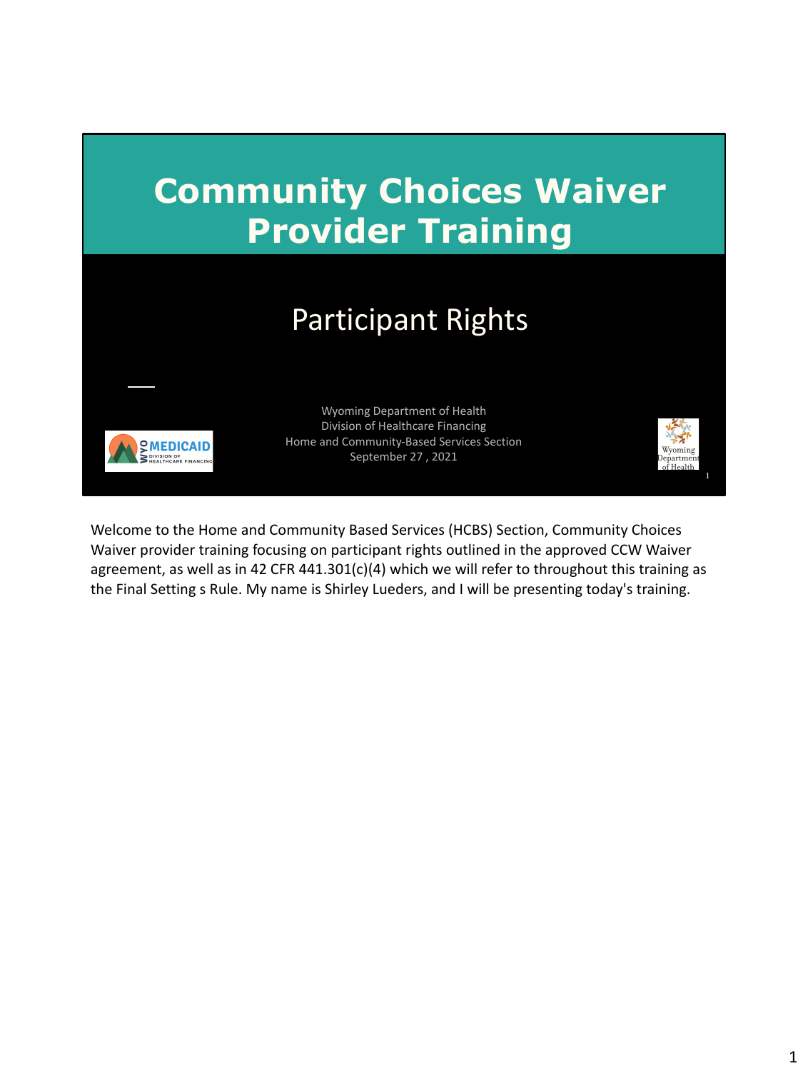# Community Choices Waiver Provider Training

## Participant Rights

Wyoming Department of Health
Division of Healthcare Financing
Home and Community-Based Services Section
September 27 , 2021

Welcome to the Home and Community Based Services (HCBS) Section, Community Choices Waiver provider training focusing on participant rights outlined in the approved CCW Waiver agreement, as well as in 42 CFR 441.301(c)(4) which we will refer to throughout this training as the Final Setting s Rule. My name is Shirley Lueders, and I will be presenting today's training.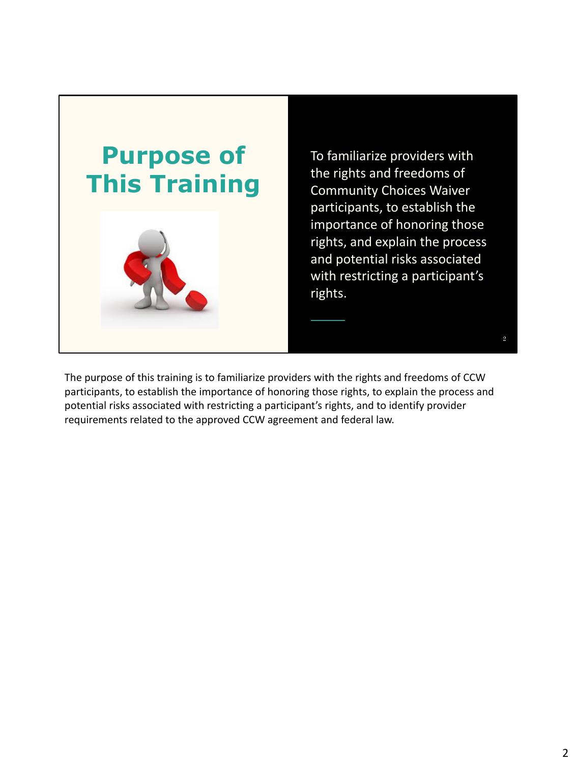# Purpose of This Training

To familiarize providers with the rights and freedoms of Community Choices Waiver participants, to establish the importance of honoring those rights, and explain the process and potential risks associated with restricting a participant's rights.

The purpose of this training is to familiarize providers with the rights and freedoms of CCW participants, to establish the importance of honoring those rights, to explain the process and potential risks associated with restricting a participant's rights, and to identify provider requirements related to the approved CCW agreement and federal law.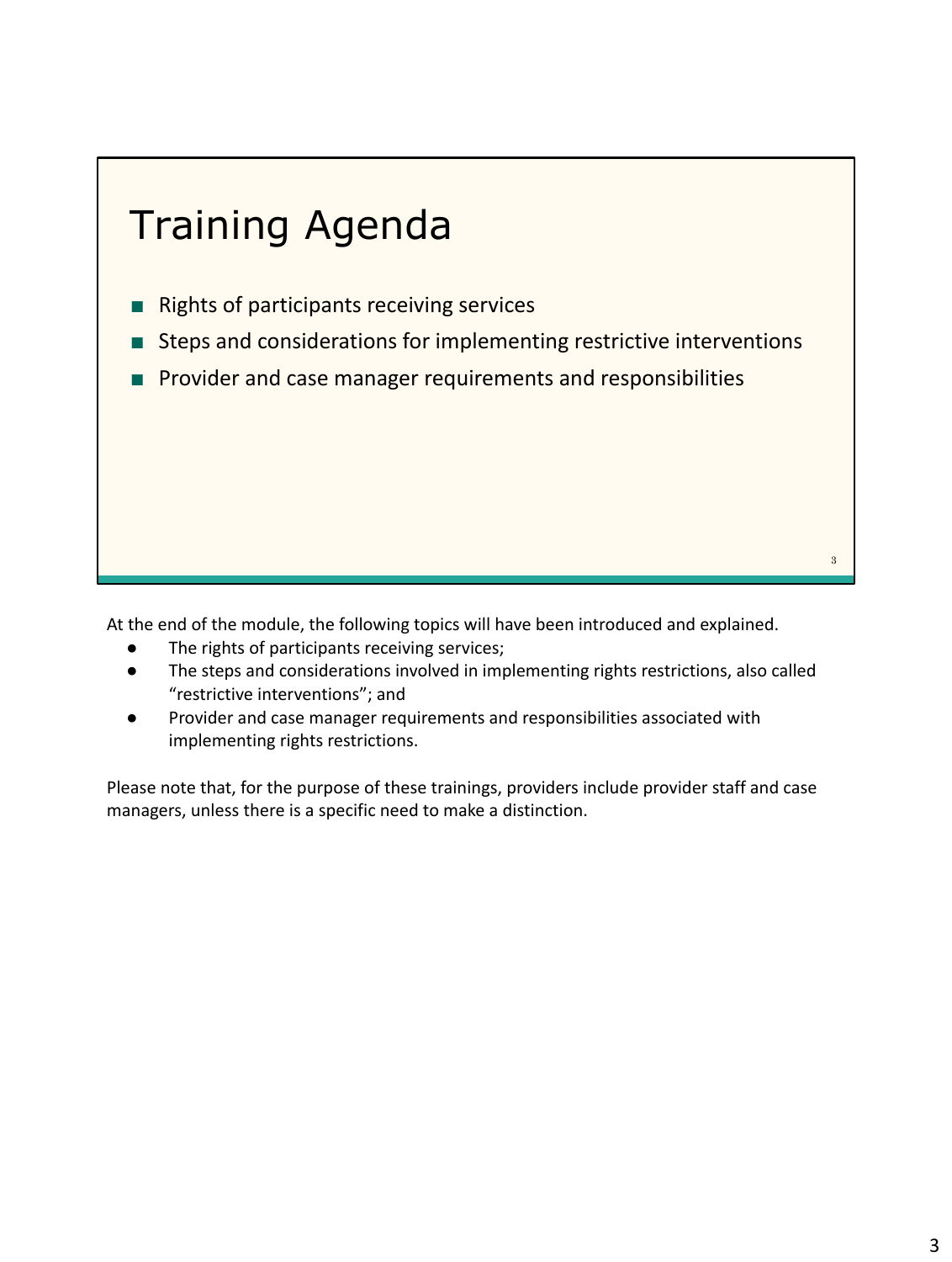# Training Agenda

- Rights of participants receiving services
- Steps and considerations for implementing restrictive interventions
- Provider and case manager requirements and responsibilities

At the end of the module, the following topics will have been introduced and explained.

- The rights of participants receiving services;
- The steps and considerations involved in implementing rights restrictions, also called "restrictive interventions"; and
- Provider and case manager requirements and responsibilities associated with implementing rights restrictions.

Please note that, for the purpose of these trainings, providers include provider staff and case managers, unless there is a specific need to make a distinction.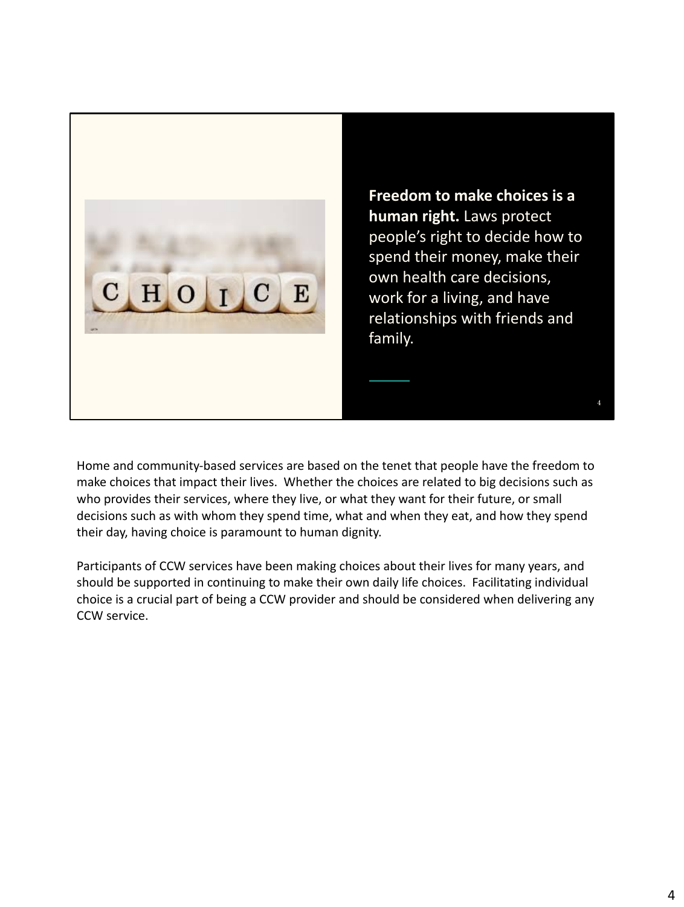**Freedom to make choices is a human right.** Laws protect people's right to decide how to spend their money, make their own health care decisions, work for a living, and have relationships with friends and family.

Home and community-based services are based on the tenet that people have the freedom to make choices that impact their lives. Whether the choices are related to big decisions such as who provides their services, where they live, or what they want for their future, or small decisions such as with whom they spend time, what and when they eat, and how they spend their day, having choice is paramount to human dignity.

Participants of CCW services have been making choices about their lives for many years, and should be supported in continuing to make their own daily life choices. Facilitating individual choice is a crucial part of being a CCW provider and should be considered when delivering any CCW service.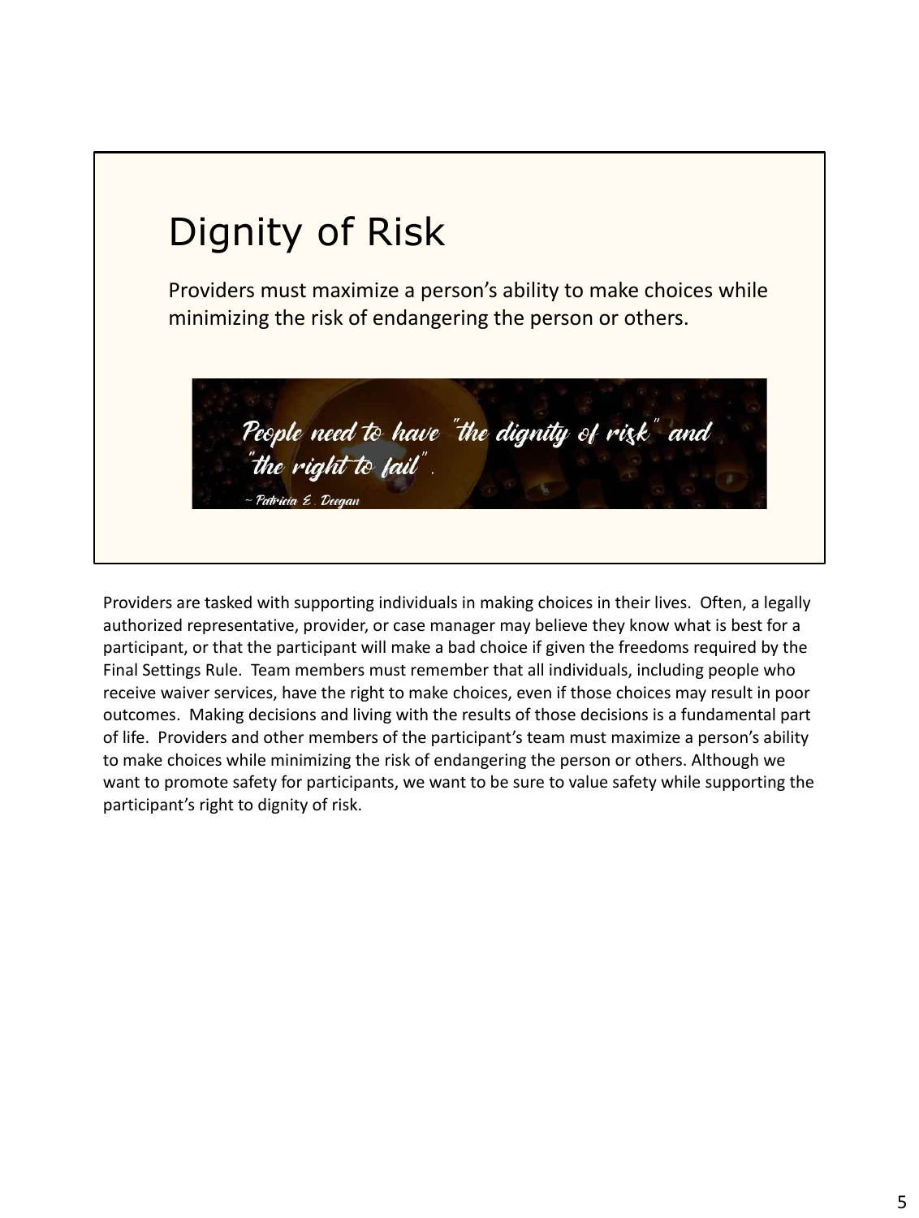# Dignity of Risk

Providers must maximize a person's ability to make choices while minimizing the risk of endangering the person or others.

*People need to have "the dignity of risk" and "the right to fail".*

*~ Patricia E. Deegan*

Providers are tasked with supporting individuals in making choices in their lives. Often, a legally authorized representative, provider, or case manager may believe they know what is best for a participant, or that the participant will make a bad choice if given the freedoms required by the Final Settings Rule. Team members must remember that all individuals, including people who receive waiver services, have the right to make choices, even if those choices may result in poor outcomes. Making decisions and living with the results of those decisions is a fundamental part of life. Providers and other members of the participant's team must maximize a person's ability to make choices while minimizing the risk of endangering the person or others. Although we want to promote safety for participants, we want to be sure to value safety while supporting the participant's right to dignity of risk.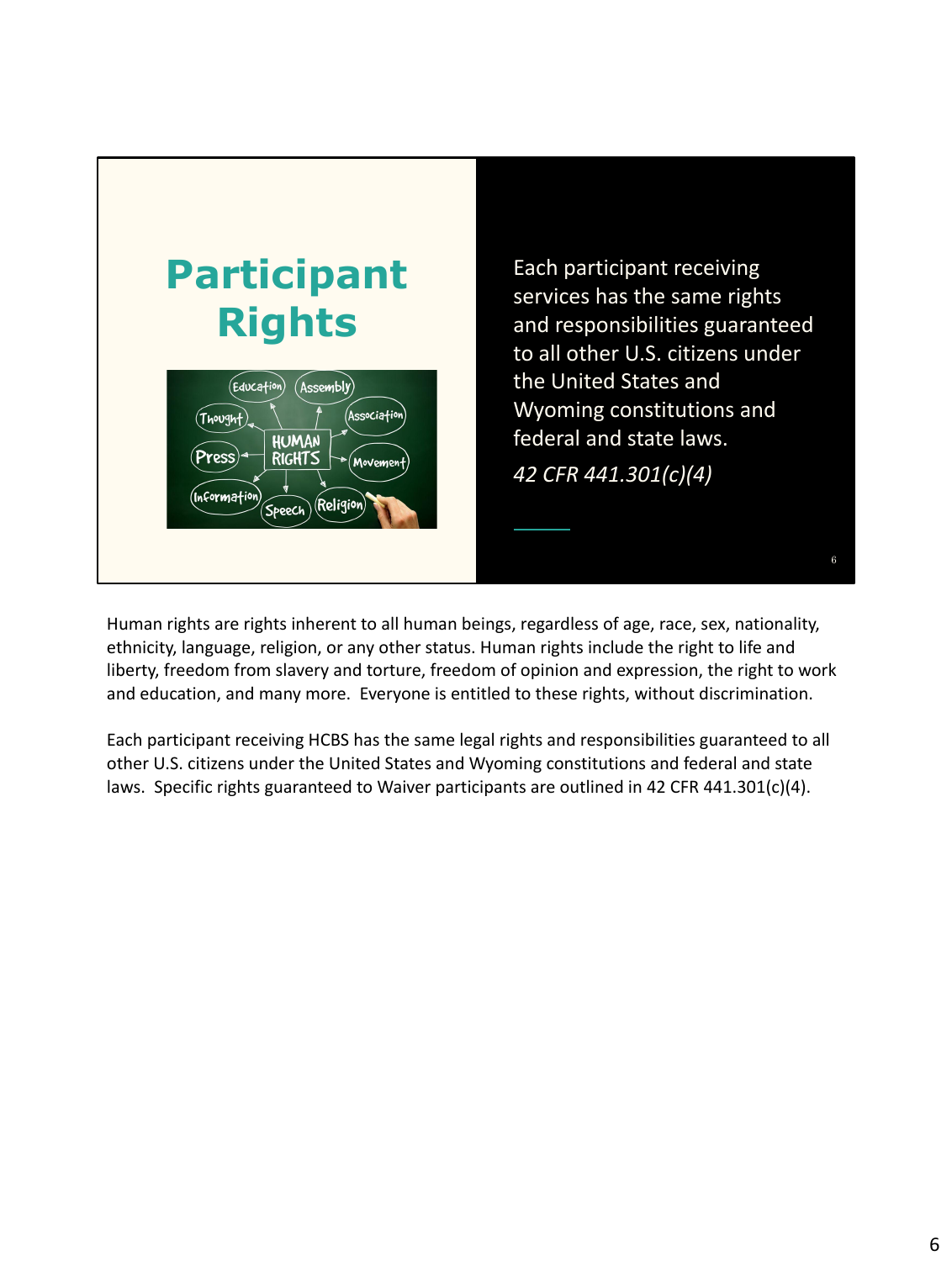# Participant Rights

Each participant receiving services has the same rights and responsibilities guaranteed to all other U.S. citizens under the United States and Wyoming constitutions and federal and state laws.

*42 CFR 441.301(c)(4)*

Human rights are rights inherent to all human beings, regardless of age, race, sex, nationality, ethnicity, language, religion, or any other status. Human rights include the right to life and liberty, freedom from slavery and torture, freedom of opinion and expression, the right to work and education, and many more. Everyone is entitled to these rights, without discrimination.

Each participant receiving HCBS has the same legal rights and responsibilities guaranteed to all other U.S. citizens under the United States and Wyoming constitutions and federal and state laws. Specific rights guaranteed to Waiver participants are outlined in 42 CFR 441.301(c)(4).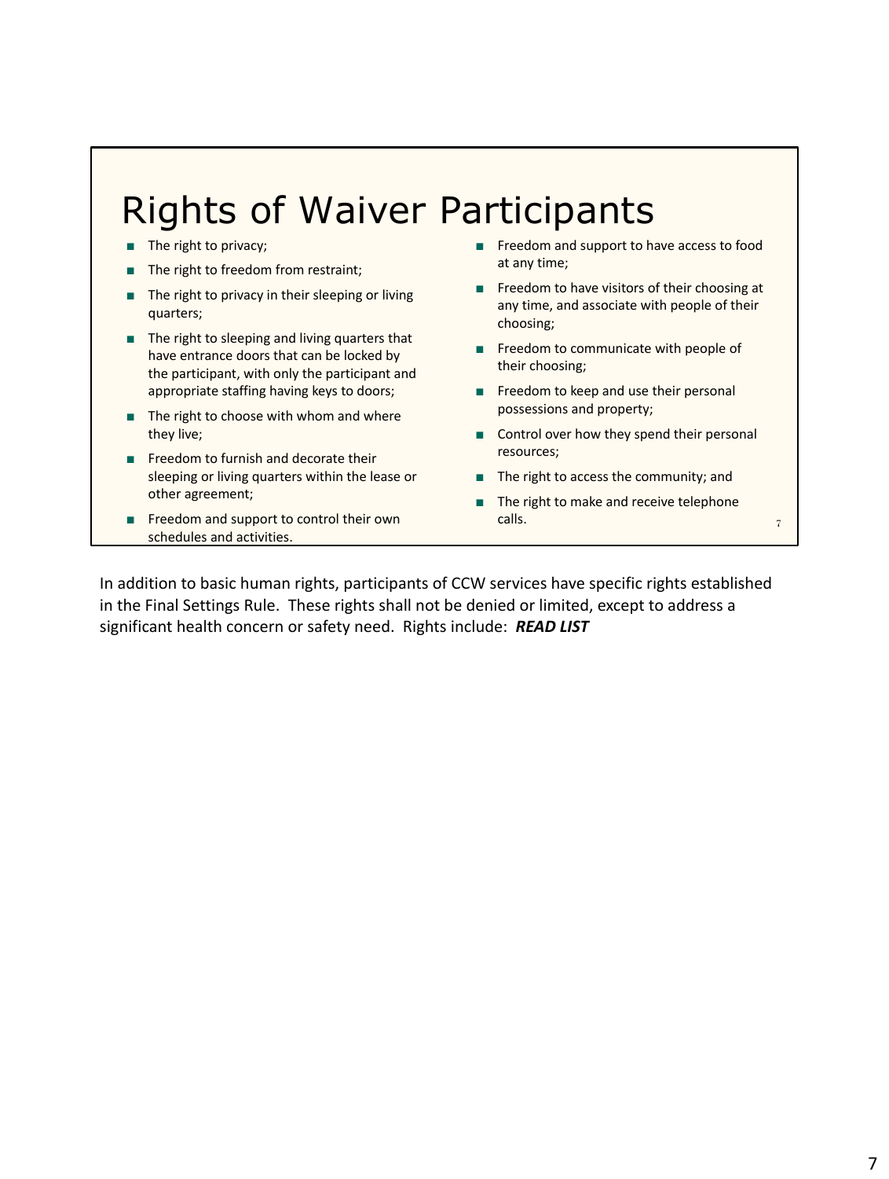# Rights of Waiver Participants

- The right to privacy;
- The right to freedom from restraint;
- The right to privacy in their sleeping or living quarters;
- The right to sleeping and living quarters that have entrance doors that can be locked by the participant, with only the participant and appropriate staffing having keys to doors;
- The right to choose with whom and where they live;
- Freedom to furnish and decorate their sleeping or living quarters within the lease or other agreement;
- Freedom and support to control their own schedules and activities.
- Freedom and support to have access to food at any time;
- Freedom to have visitors of their choosing at any time, and associate with people of their choosing;
- Freedom to communicate with people of their choosing;
- Freedom to keep and use their personal possessions and property;
- Control over how they spend their personal resources;
- The right to access the community; and
- The right to make and receive telephone calls.

In addition to basic human rights, participants of CCW services have specific rights established in the Final Settings Rule. These rights shall not be denied or limited, except to address a significant health concern or safety need. Rights include: ***READ LIST***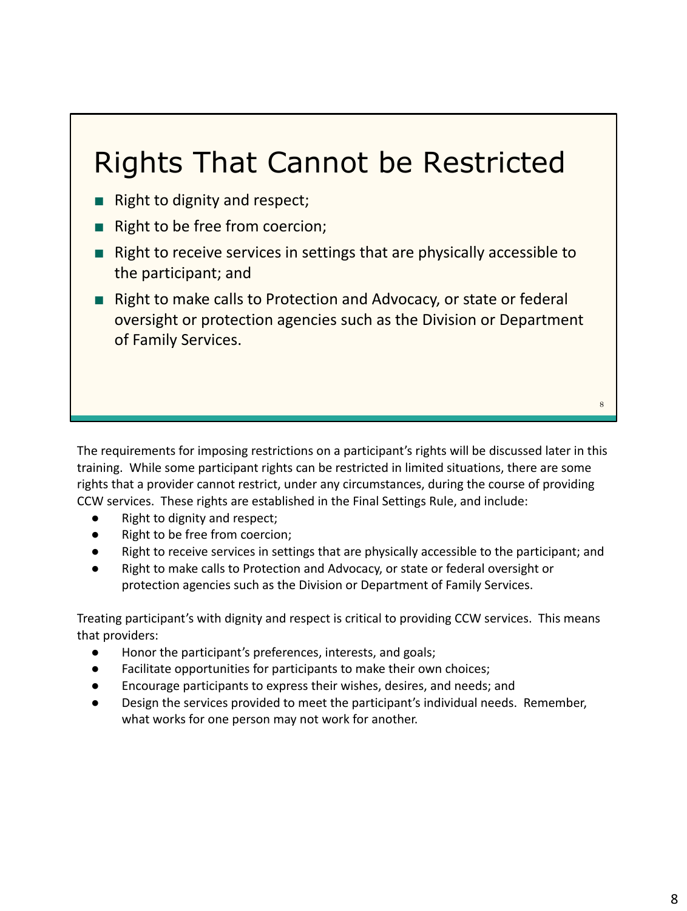## Rights That Cannot be Restricted

- Right to dignity and respect;
- Right to be free from coercion;
- Right to receive services in settings that are physically accessible to the participant; and
- Right to make calls to Protection and Advocacy, or state or federal oversight or protection agencies such as the Division or Department of Family Services.

The requirements for imposing restrictions on a participant's rights will be discussed later in this training. While some participant rights can be restricted in limited situations, there are some rights that a provider cannot restrict, under any circumstances, during the course of providing CCW services. These rights are established in the Final Settings Rule, and include:

- Right to dignity and respect;
- Right to be free from coercion;
- Right to receive services in settings that are physically accessible to the participant; and
- Right to make calls to Protection and Advocacy, or state or federal oversight or protection agencies such as the Division or Department of Family Services.

Treating participant's with dignity and respect is critical to providing CCW services. This means that providers:

- Honor the participant's preferences, interests, and goals;
- Facilitate opportunities for participants to make their own choices;
- Encourage participants to express their wishes, desires, and needs; and
- Design the services provided to meet the participant's individual needs. Remember, what works for one person may not work for another.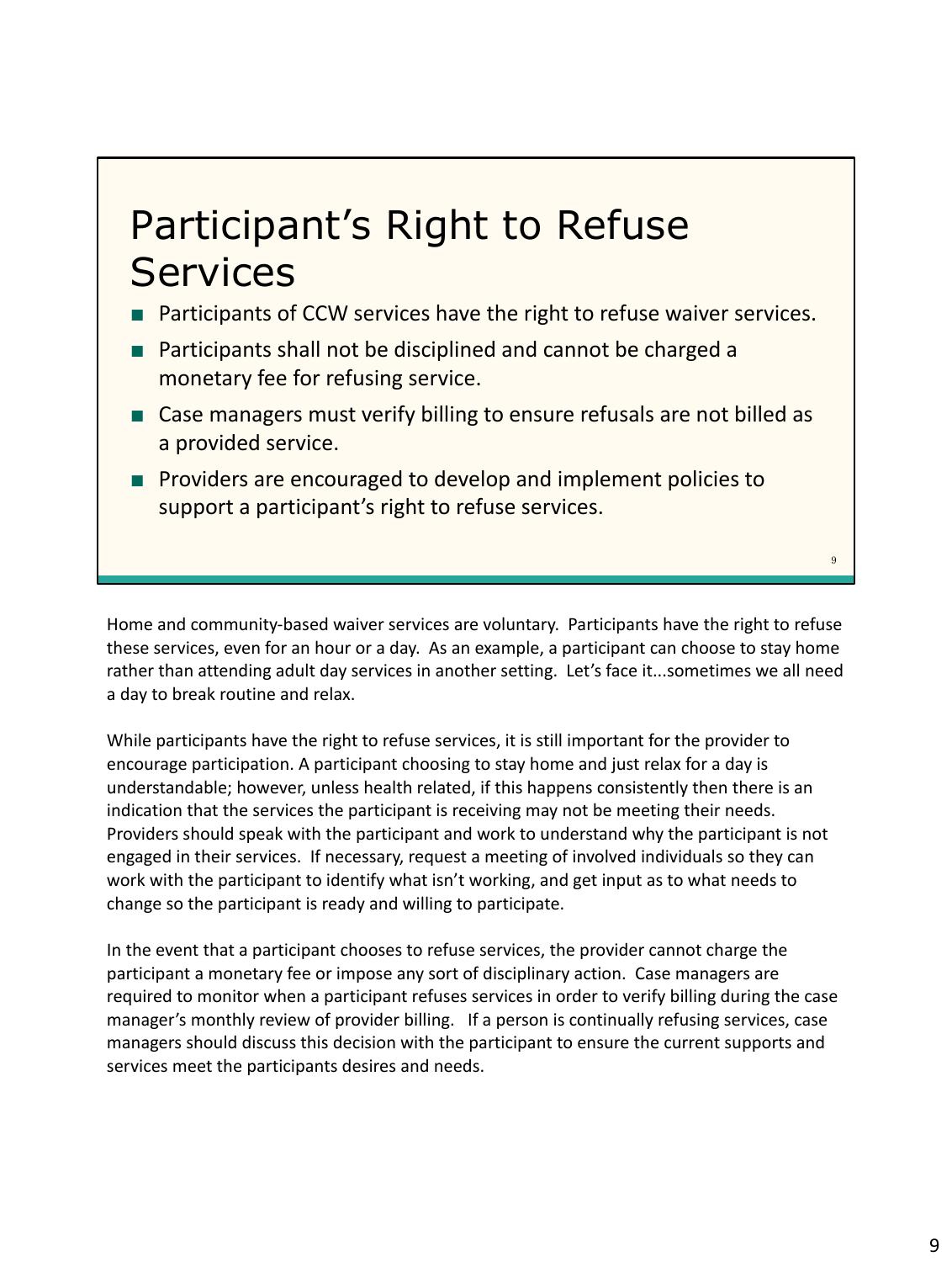## Participant's Right to Refuse Services

- Participants of CCW services have the right to refuse waiver services.
- Participants shall not be disciplined and cannot be charged a monetary fee for refusing service.
- Case managers must verify billing to ensure refusals are not billed as a provided service.
- Providers are encouraged to develop and implement policies to support a participant's right to refuse services.

Home and community-based waiver services are voluntary. Participants have the right to refuse these services, even for an hour or a day. As an example, a participant can choose to stay home rather than attending adult day services in another setting. Let's face it...sometimes we all need a day to break routine and relax.

While participants have the right to refuse services, it is still important for the provider to encourage participation. A participant choosing to stay home and just relax for a day is understandable; however, unless health related, if this happens consistently then there is an indication that the services the participant is receiving may not be meeting their needs. Providers should speak with the participant and work to understand why the participant is not engaged in their services. If necessary, request a meeting of involved individuals so they can work with the participant to identify what isn't working, and get input as to what needs to change so the participant is ready and willing to participate.

In the event that a participant chooses to refuse services, the provider cannot charge the participant a monetary fee or impose any sort of disciplinary action. Case managers are required to monitor when a participant refuses services in order to verify billing during the case manager's monthly review of provider billing. If a person is continually refusing services, case managers should discuss this decision with the participant to ensure the current supports and services meet the participants desires and needs.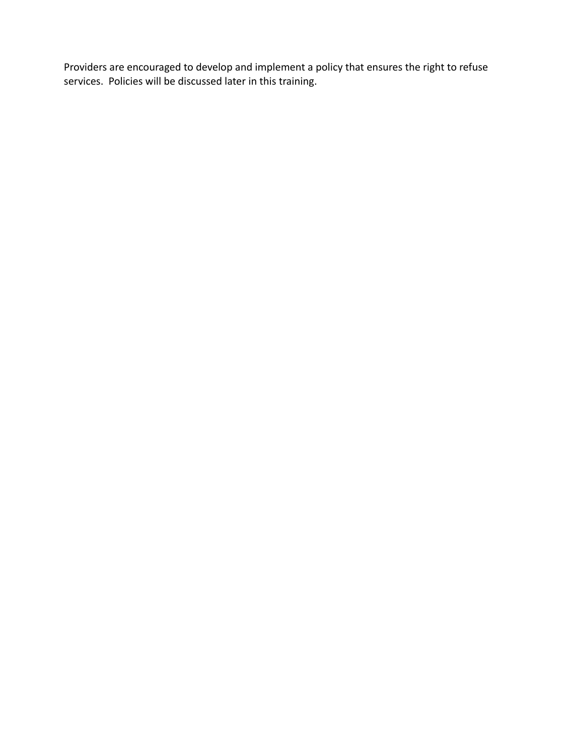Providers are encouraged to develop and implement a policy that ensures the right to refuse services. Policies will be discussed later in this training.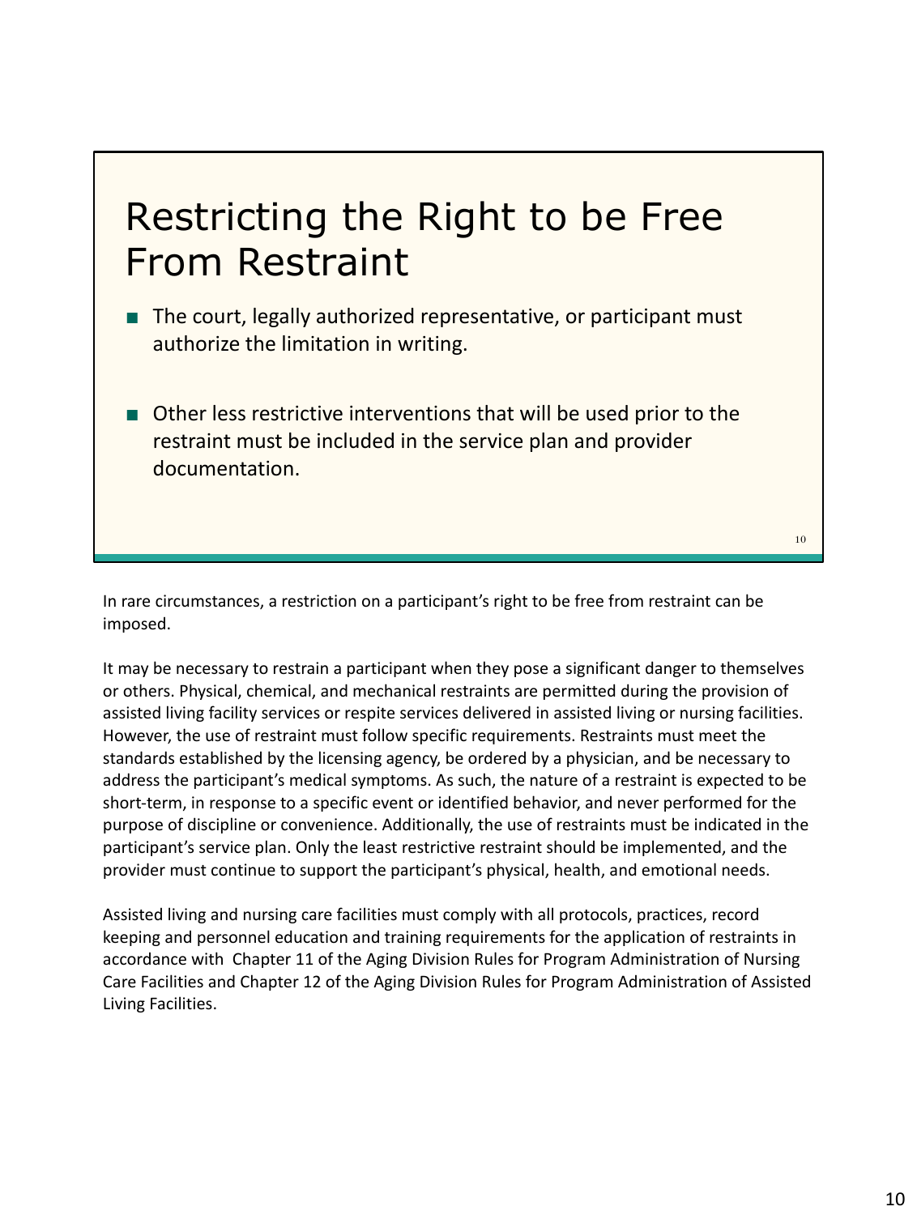# Restricting the Right to be Free From Restraint

- The court, legally authorized representative, or participant must authorize the limitation in writing.
- Other less restrictive interventions that will be used prior to the restraint must be included in the service plan and provider documentation.

In rare circumstances, a restriction on a participant's right to be free from restraint can be imposed.

It may be necessary to restrain a participant when they pose a significant danger to themselves or others. Physical, chemical, and mechanical restraints are permitted during the provision of assisted living facility services or respite services delivered in assisted living or nursing facilities. However, the use of restraint must follow specific requirements. Restraints must meet the standards established by the licensing agency, be ordered by a physician, and be necessary to address the participant's medical symptoms. As such, the nature of a restraint is expected to be short-term, in response to a specific event or identified behavior, and never performed for the purpose of discipline or convenience. Additionally, the use of restraints must be indicated in the participant's service plan. Only the least restrictive restraint should be implemented, and the provider must continue to support the participant's physical, health, and emotional needs.

Assisted living and nursing care facilities must comply with all protocols, practices, record keeping and personnel education and training requirements for the application of restraints in accordance with Chapter 11 of the Aging Division Rules for Program Administration of Nursing Care Facilities and Chapter 12 of the Aging Division Rules for Program Administration of Assisted Living Facilities.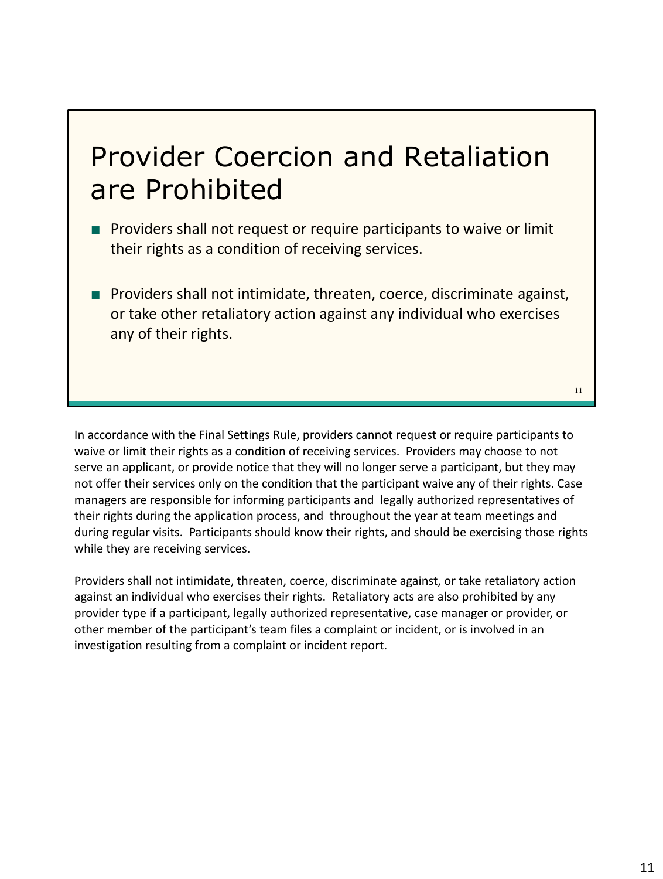# Provider Coercion and Retaliation are Prohibited

- Providers shall not request or require participants to waive or limit their rights as a condition of receiving services.
- Providers shall not intimidate, threaten, coerce, discriminate against, or take other retaliatory action against any individual who exercises any of their rights.

In accordance with the Final Settings Rule, providers cannot request or require participants to waive or limit their rights as a condition of receiving services. Providers may choose to not serve an applicant, or provide notice that they will no longer serve a participant, but they may not offer their services only on the condition that the participant waive any of their rights. Case managers are responsible for informing participants and legally authorized representatives of their rights during the application process, and throughout the year at team meetings and during regular visits. Participants should know their rights, and should be exercising those rights while they are receiving services.

Providers shall not intimidate, threaten, coerce, discriminate against, or take retaliatory action against an individual who exercises their rights. Retaliatory acts are also prohibited by any provider type if a participant, legally authorized representative, case manager or provider, or other member of the participant's team files a complaint or incident, or is involved in an investigation resulting from a complaint or incident report.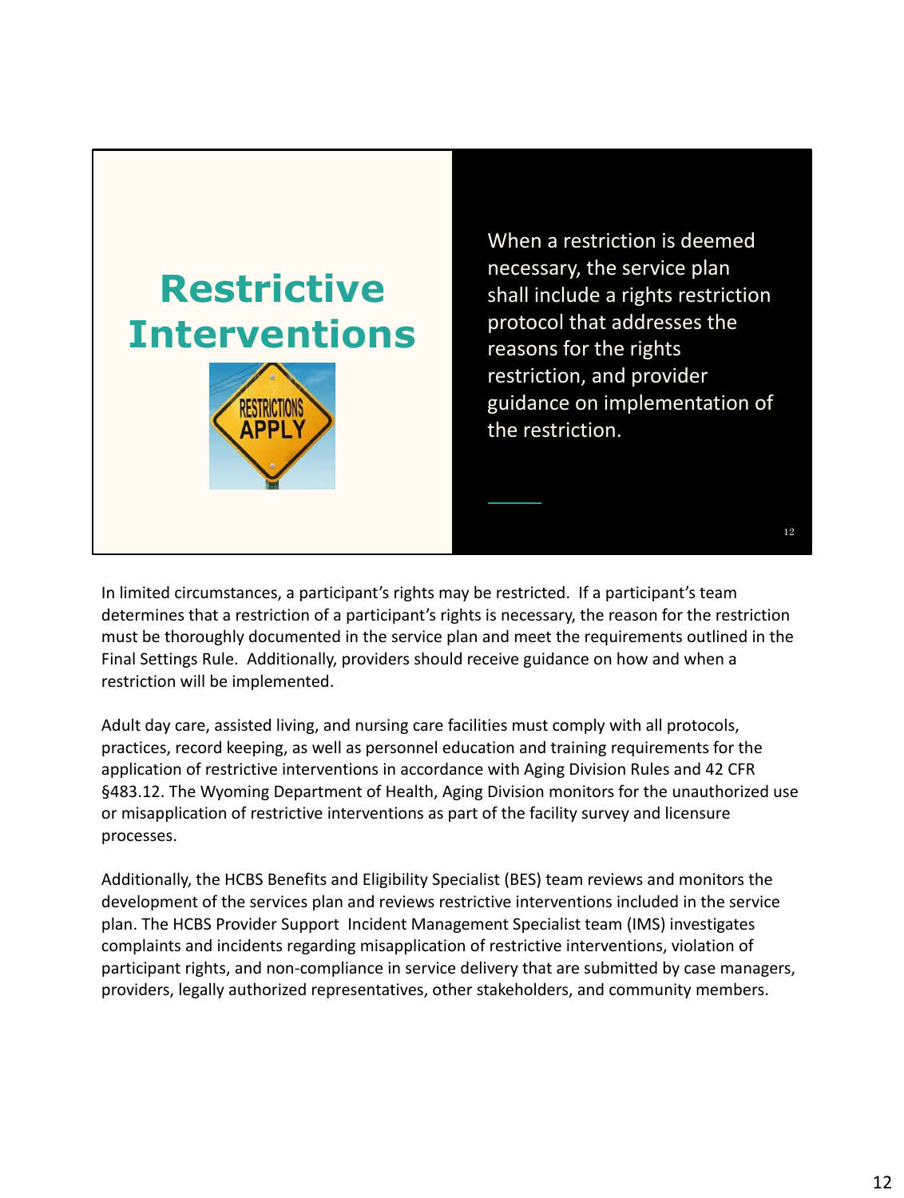## Restrictive Interventions

When a restriction is deemed necessary, the service plan shall include a rights restriction protocol that addresses the reasons for the rights restriction, and provider guidance on implementation of the restriction.

In limited circumstances, a participant's rights may be restricted. If a participant's team determines that a restriction of a participant's rights is necessary, the reason for the restriction must be thoroughly documented in the service plan and meet the requirements outlined in the Final Settings Rule. Additionally, providers should receive guidance on how and when a restriction will be implemented.

Adult day care, assisted living, and nursing care facilities must comply with all protocols, practices, record keeping, as well as personnel education and training requirements for the application of restrictive interventions in accordance with Aging Division Rules and 42 CFR §483.12. The Wyoming Department of Health, Aging Division monitors for the unauthorized use or misapplication of restrictive interventions as part of the facility survey and licensure processes.

Additionally, the HCBS Benefits and Eligibility Specialist (BES) team reviews and monitors the development of the services plan and reviews restrictive interventions included in the service plan. The HCBS Provider Support Incident Management Specialist team (IMS) investigates complaints and incidents regarding misapplication of restrictive interventions, violation of participant rights, and non-compliance in service delivery that are submitted by case managers, providers, legally authorized representatives, other stakeholders, and community members.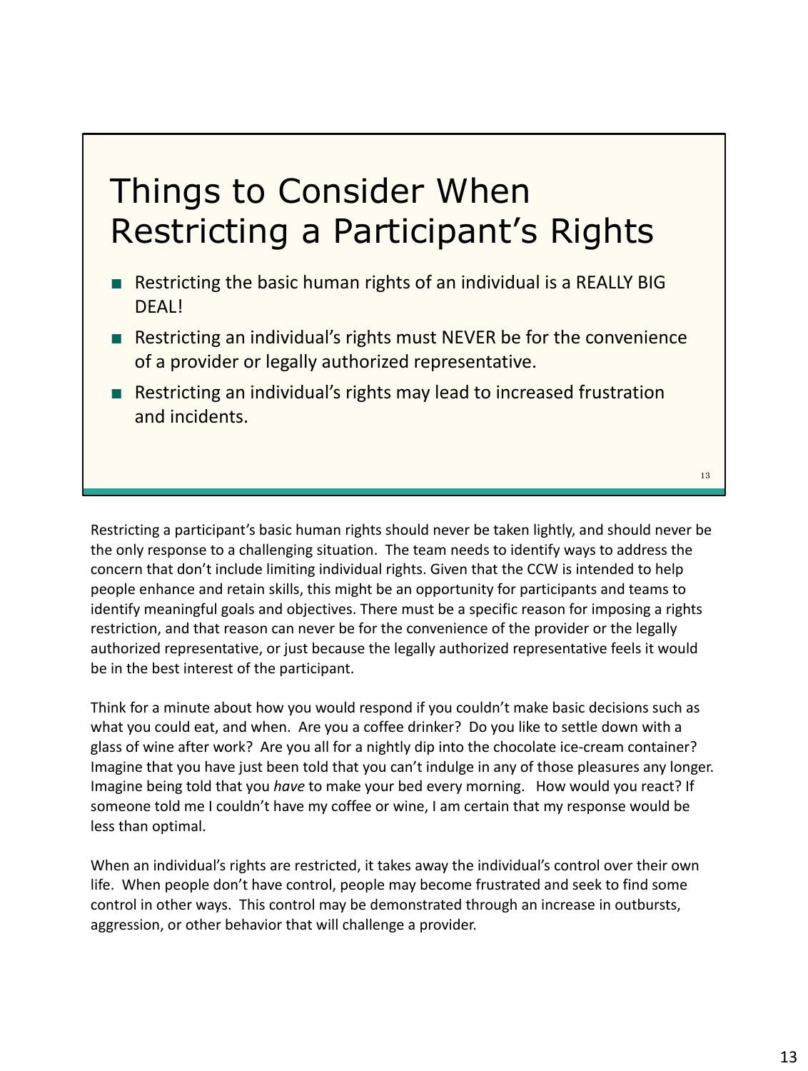# Things to Consider When Restricting a Participant's Rights

- Restricting the basic human rights of an individual is a REALLY BIG DEAL!
- Restricting an individual's rights must NEVER be for the convenience of a provider or legally authorized representative.
- Restricting an individual's rights may lead to increased frustration and incidents.

Restricting a participant's basic human rights should never be taken lightly, and should never be the only response to a challenging situation. The team needs to identify ways to address the concern that don't include limiting individual rights. Given that the CCW is intended to help people enhance and retain skills, this might be an opportunity for participants and teams to identify meaningful goals and objectives. There must be a specific reason for imposing a rights restriction, and that reason can never be for the convenience of the provider or the legally authorized representative, or just because the legally authorized representative feels it would be in the best interest of the participant.

Think for a minute about how you would respond if you couldn't make basic decisions such as what you could eat, and when. Are you a coffee drinker? Do you like to settle down with a glass of wine after work? Are you all for a nightly dip into the chocolate ice-cream container? Imagine that you have just been told that you can't indulge in any of those pleasures any longer. Imagine being told that you *have* to make your bed every morning. How would you react? If someone told me I couldn't have my coffee or wine, I am certain that my response would be less than optimal.

When an individual's rights are restricted, it takes away the individual's control over their own life. When people don't have control, people may become frustrated and seek to find some control in other ways. This control may be demonstrated through an increase in outbursts, aggression, or other behavior that will challenge a provider.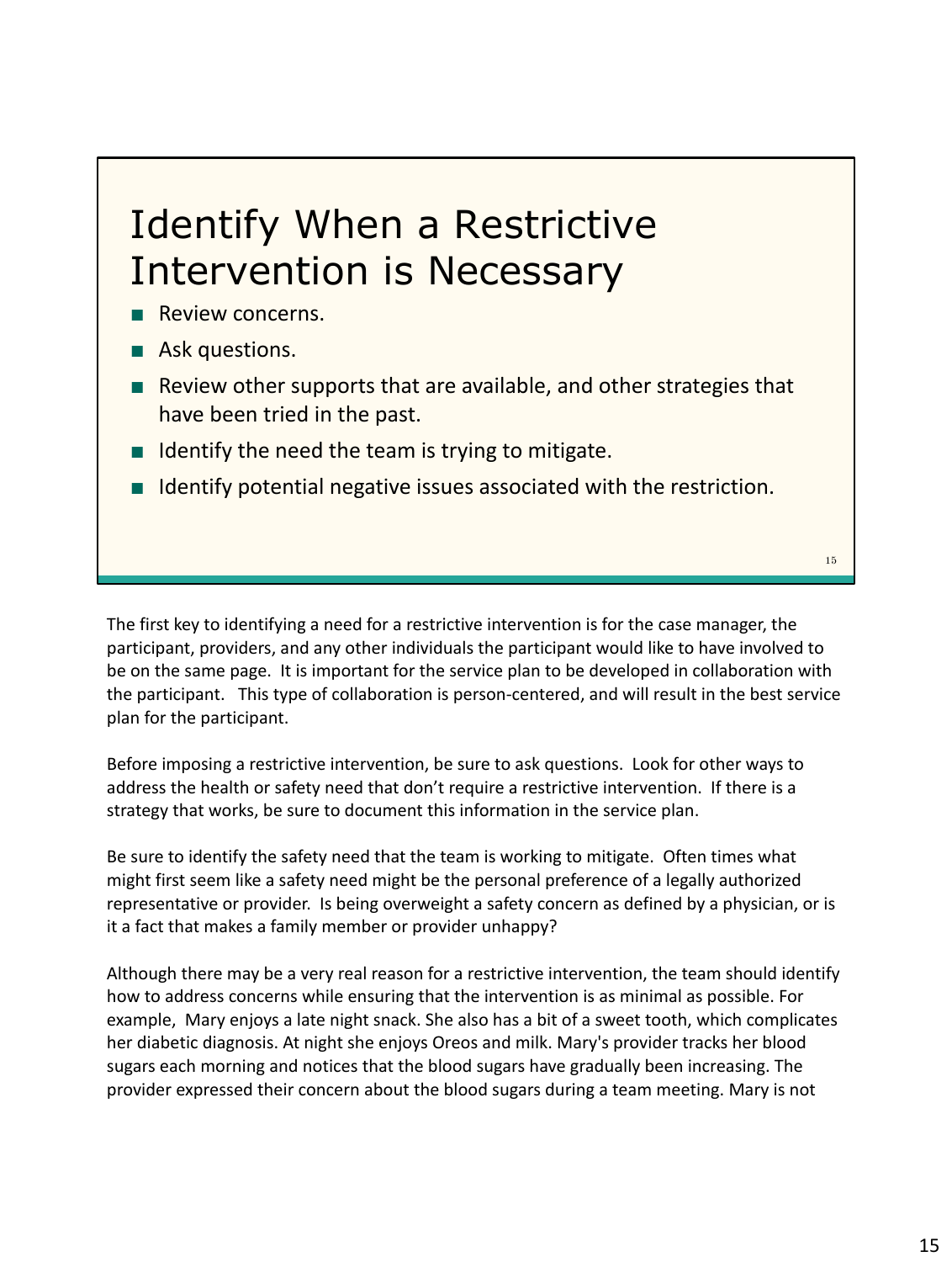# Identify When a Restrictive Intervention is Necessary

- Review concerns.
- Ask questions.
- Review other supports that are available, and other strategies that have been tried in the past.
- Identify the need the team is trying to mitigate.
- Identify potential negative issues associated with the restriction.

The first key to identifying a need for a restrictive intervention is for the case manager, the participant, providers, and any other individuals the participant would like to have involved to be on the same page. It is important for the service plan to be developed in collaboration with the participant. This type of collaboration is person-centered, and will result in the best service plan for the participant.

Before imposing a restrictive intervention, be sure to ask questions. Look for other ways to address the health or safety need that don't require a restrictive intervention. If there is a strategy that works, be sure to document this information in the service plan.

Be sure to identify the safety need that the team is working to mitigate. Often times what might first seem like a safety need might be the personal preference of a legally authorized representative or provider. Is being overweight a safety concern as defined by a physician, or is it a fact that makes a family member or provider unhappy?

Although there may be a very real reason for a restrictive intervention, the team should identify how to address concerns while ensuring that the intervention is as minimal as possible. For example, Mary enjoys a late night snack. She also has a bit of a sweet tooth, which complicates her diabetic diagnosis. At night she enjoys Oreos and milk. Mary's provider tracks her blood sugars each morning and notices that the blood sugars have gradually been increasing. The provider expressed their concern about the blood sugars during a team meeting. Mary is not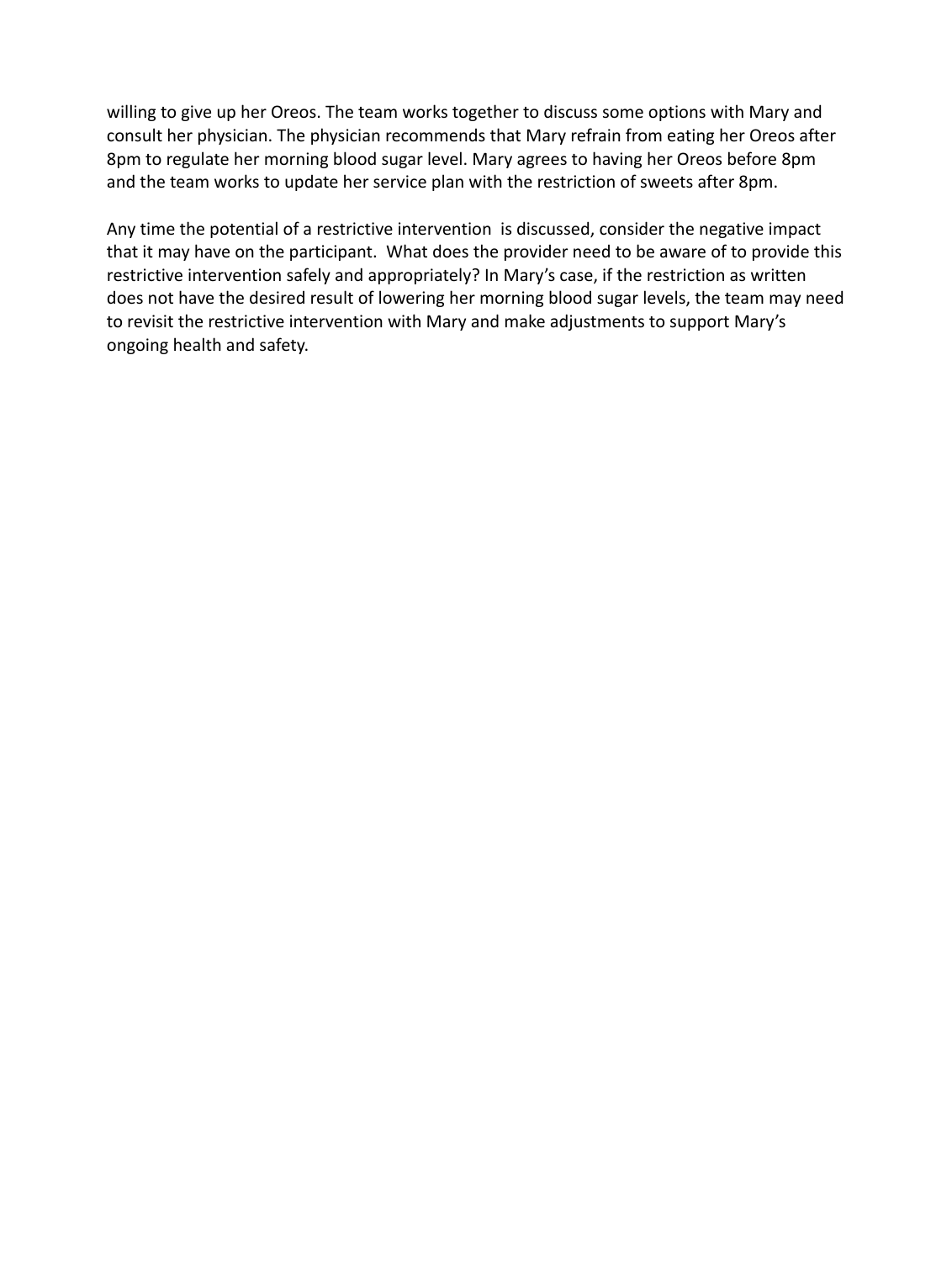willing to give up her Oreos. The team works together to discuss some options with Mary and consult her physician. The physician recommends that Mary refrain from eating her Oreos after 8pm to regulate her morning blood sugar level. Mary agrees to having her Oreos before 8pm and the team works to update her service plan with the restriction of sweets after 8pm.

Any time the potential of a restrictive intervention is discussed, consider the negative impact that it may have on the participant. What does the provider need to be aware of to provide this restrictive intervention safely and appropriately? In Mary's case, if the restriction as written does not have the desired result of lowering her morning blood sugar levels, the team may need to revisit the restrictive intervention with Mary and make adjustments to support Mary's ongoing health and safety.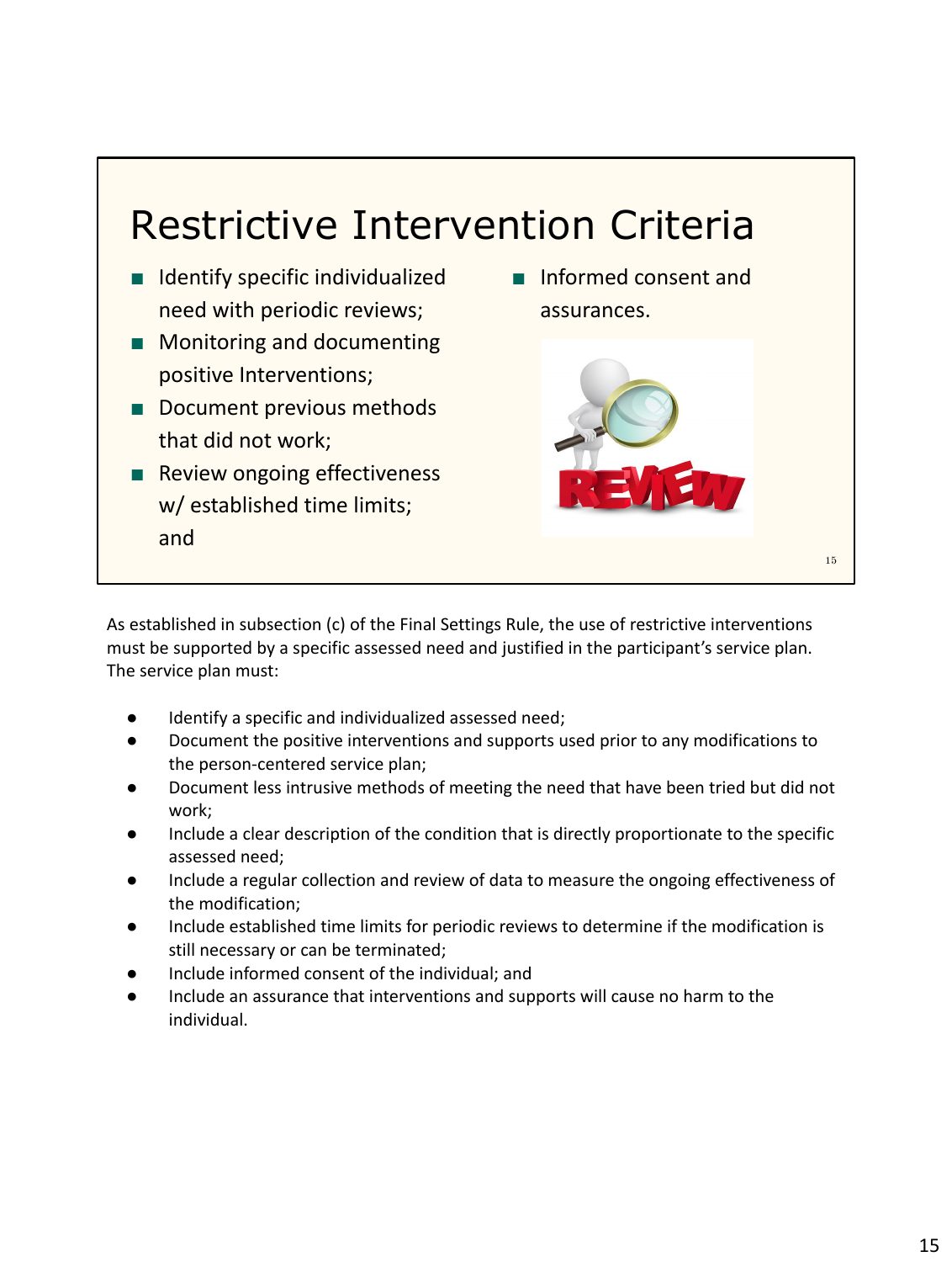# Restrictive Intervention Criteria

- Identify specific individualized need with periodic reviews;
- Monitoring and documenting positive Interventions;
- Document previous methods that did not work;
- Review ongoing effectiveness w/ established time limits; and
- Informed consent and assurances.

As established in subsection (c) of the Final Settings Rule, the use of restrictive interventions must be supported by a specific assessed need and justified in the participant's service plan. The service plan must:

- Identify a specific and individualized assessed need;
- Document the positive interventions and supports used prior to any modifications to the person-centered service plan;
- Document less intrusive methods of meeting the need that have been tried but did not work;
- Include a clear description of the condition that is directly proportionate to the specific assessed need;
- Include a regular collection and review of data to measure the ongoing effectiveness of the modification;
- Include established time limits for periodic reviews to determine if the modification is still necessary or can be terminated;
- Include informed consent of the individual; and
- Include an assurance that interventions and supports will cause no harm to the individual.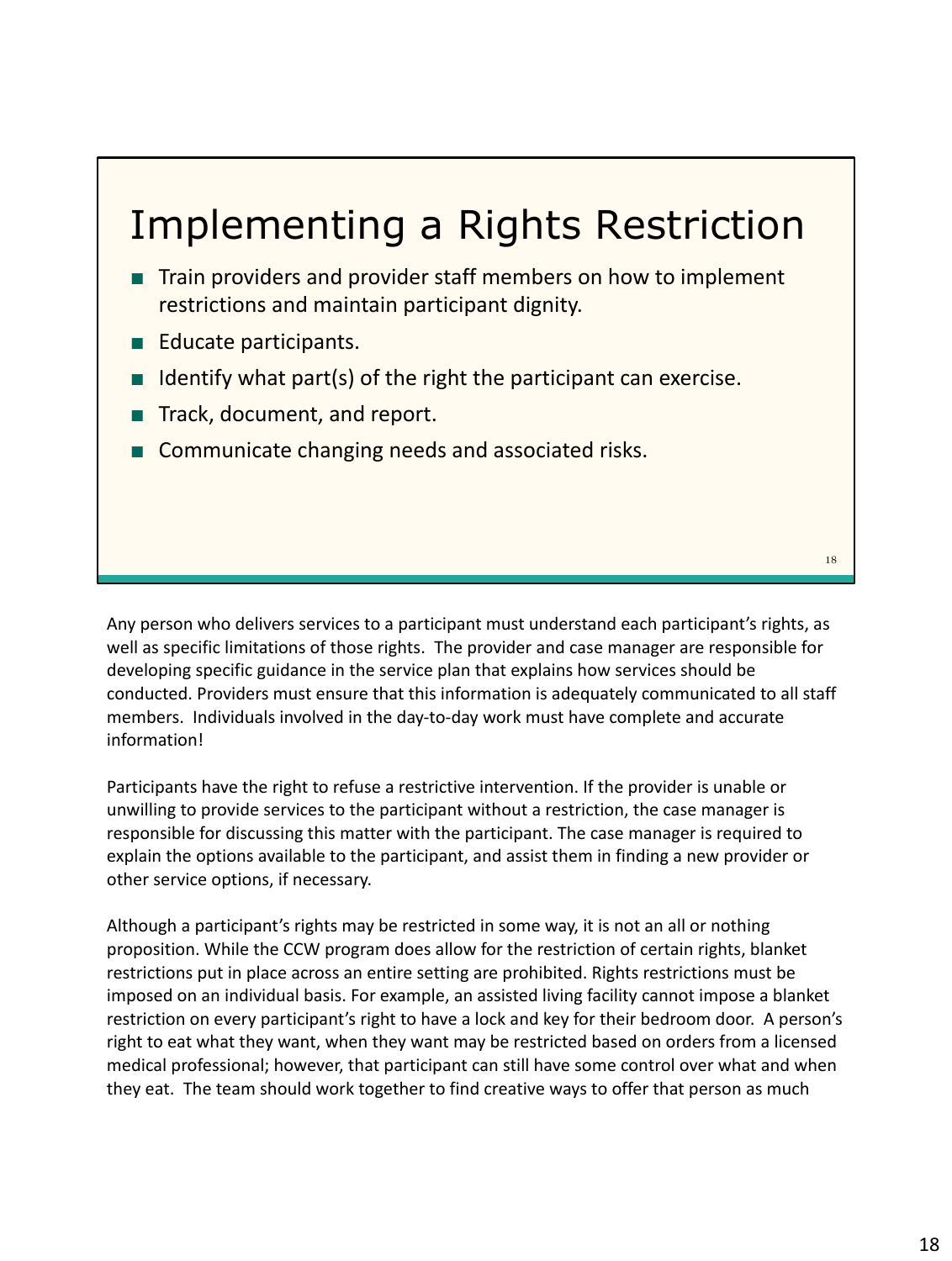# Implementing a Rights Restriction

- Train providers and provider staff members on how to implement restrictions and maintain participant dignity.
- Educate participants.
- Identify what part(s) of the right the participant can exercise.
- Track, document, and report.
- Communicate changing needs and associated risks.

Any person who delivers services to a participant must understand each participant's rights, as well as specific limitations of those rights. The provider and case manager are responsible for developing specific guidance in the service plan that explains how services should be conducted. Providers must ensure that this information is adequately communicated to all staff members. Individuals involved in the day-to-day work must have complete and accurate information!

Participants have the right to refuse a restrictive intervention. If the provider is unable or unwilling to provide services to the participant without a restriction, the case manager is responsible for discussing this matter with the participant. The case manager is required to explain the options available to the participant, and assist them in finding a new provider or other service options, if necessary.

Although a participant's rights may be restricted in some way, it is not an all or nothing proposition. While the CCW program does allow for the restriction of certain rights, blanket restrictions put in place across an entire setting are prohibited. Rights restrictions must be imposed on an individual basis. For example, an assisted living facility cannot impose a blanket restriction on every participant's right to have a lock and key for their bedroom door. A person's right to eat what they want, when they want may be restricted based on orders from a licensed medical professional; however, that participant can still have some control over what and when they eat. The team should work together to find creative ways to offer that person as much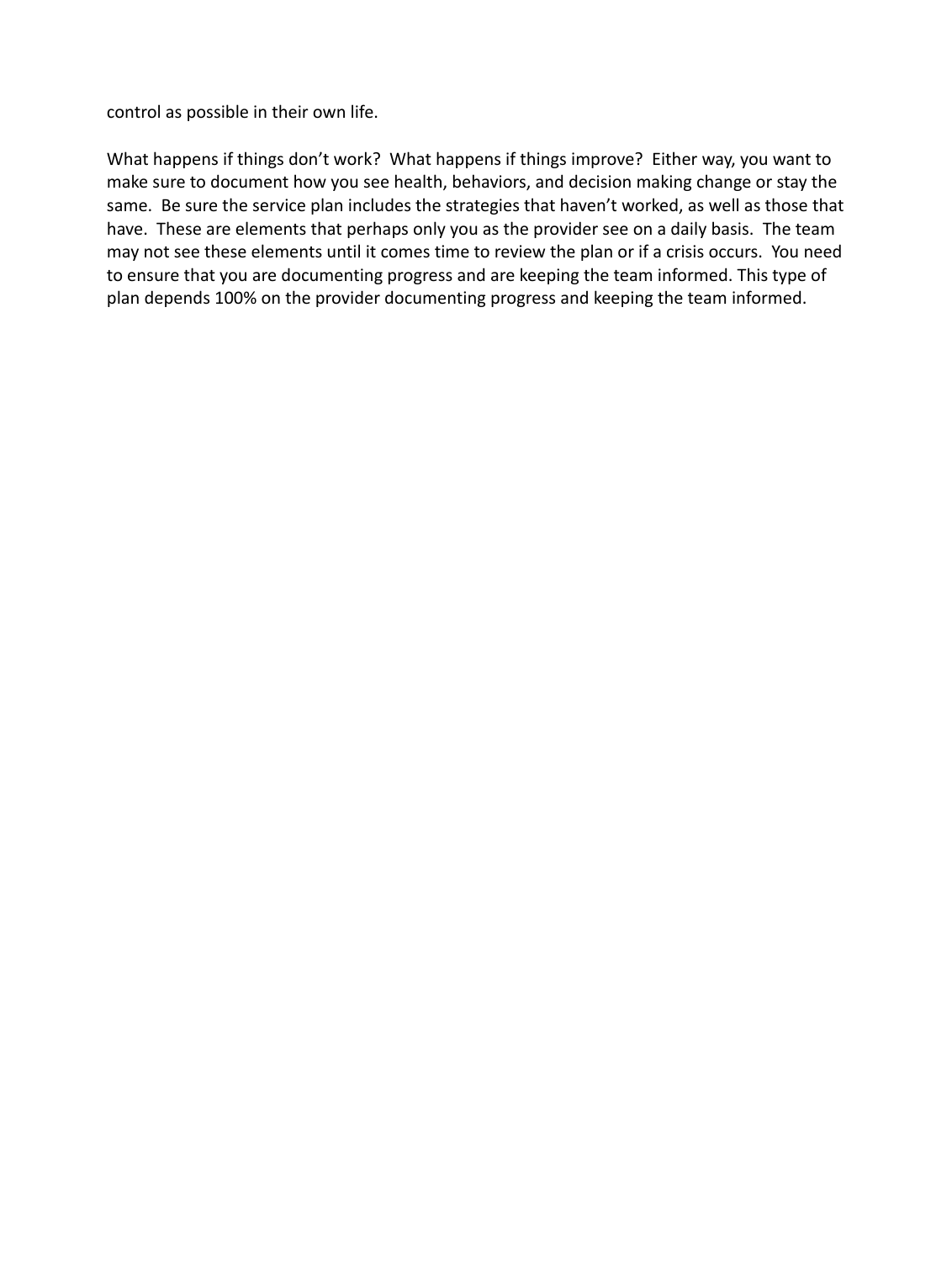control as possible in their own life.

What happens if things don't work? What happens if things improve? Either way, you want to make sure to document how you see health, behaviors, and decision making change or stay the same. Be sure the service plan includes the strategies that haven't worked, as well as those that have. These are elements that perhaps only you as the provider see on a daily basis. The team may not see these elements until it comes time to review the plan or if a crisis occurs. You need to ensure that you are documenting progress and are keeping the team informed. This type of plan depends 100% on the provider documenting progress and keeping the team informed.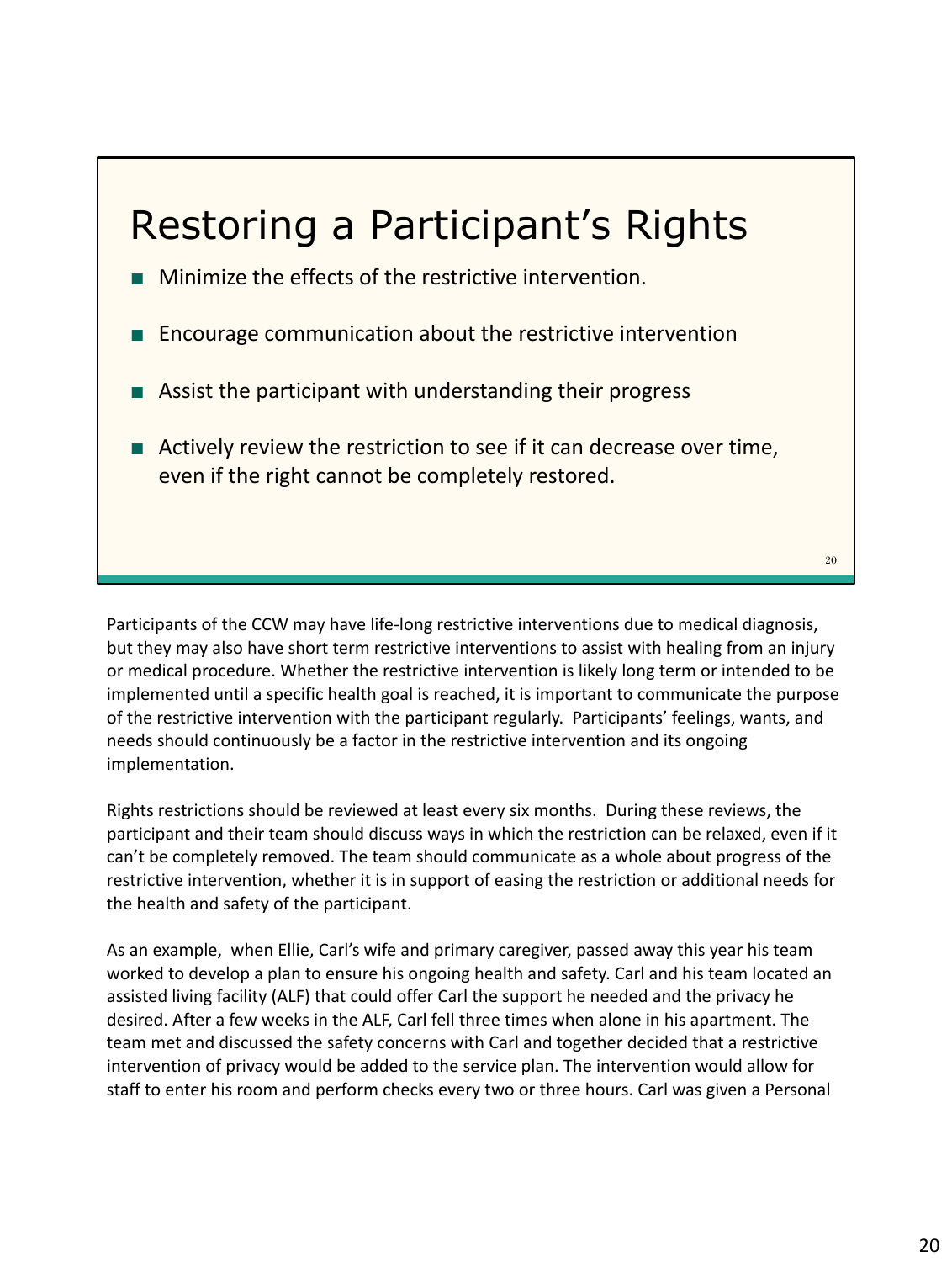# Restoring a Participant's Rights

- Minimize the effects of the restrictive intervention.
- Encourage communication about the restrictive intervention
- Assist the participant with understanding their progress
- Actively review the restriction to see if it can decrease over time, even if the right cannot be completely restored.

Participants of the CCW may have life-long restrictive interventions due to medical diagnosis, but they may also have short term restrictive interventions to assist with healing from an injury or medical procedure. Whether the restrictive intervention is likely long term or intended to be implemented until a specific health goal is reached, it is important to communicate the purpose of the restrictive intervention with the participant regularly. Participants' feelings, wants, and needs should continuously be a factor in the restrictive intervention and its ongoing implementation.

Rights restrictions should be reviewed at least every six months. During these reviews, the participant and their team should discuss ways in which the restriction can be relaxed, even if it can't be completely removed. The team should communicate as a whole about progress of the restrictive intervention, whether it is in support of easing the restriction or additional needs for the health and safety of the participant.

As an example, when Ellie, Carl's wife and primary caregiver, passed away this year his team worked to develop a plan to ensure his ongoing health and safety. Carl and his team located an assisted living facility (ALF) that could offer Carl the support he needed and the privacy he desired. After a few weeks in the ALF, Carl fell three times when alone in his apartment. The team met and discussed the safety concerns with Carl and together decided that a restrictive intervention of privacy would be added to the service plan. The intervention would allow for staff to enter his room and perform checks every two or three hours. Carl was given a Personal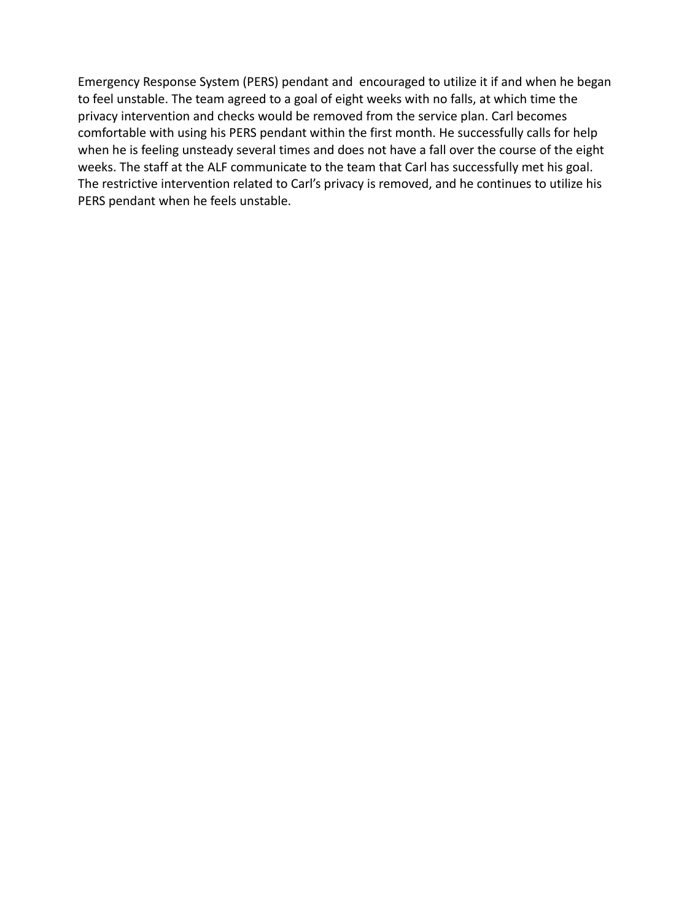Emergency Response System (PERS) pendant and encouraged to utilize it if and when he began to feel unstable. The team agreed to a goal of eight weeks with no falls, at which time the privacy intervention and checks would be removed from the service plan. Carl becomes comfortable with using his PERS pendant within the first month. He successfully calls for help when he is feeling unsteady several times and does not have a fall over the course of the eight weeks. The staff at the ALF communicate to the team that Carl has successfully met his goal. The restrictive intervention related to Carl's privacy is removed, and he continues to utilize his PERS pendant when he feels unstable.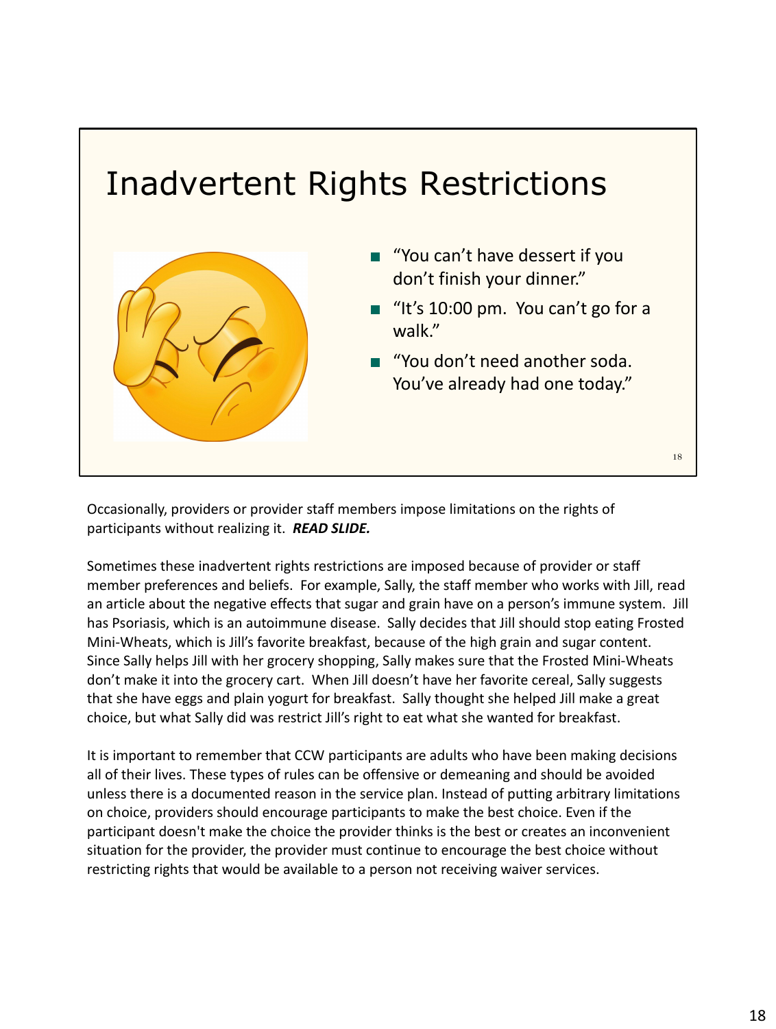## Inadvertent Rights Restrictions

- "You can't have dessert if you don't finish your dinner."
- "It's 10:00 pm. You can't go for a walk."
- "You don't need another soda. You've already had one today."

Occasionally, providers or provider staff members impose limitations on the rights of participants without realizing it. ***READ SLIDE.***

Sometimes these inadvertent rights restrictions are imposed because of provider or staff member preferences and beliefs. For example, Sally, the staff member who works with Jill, read an article about the negative effects that sugar and grain have on a person's immune system. Jill has Psoriasis, which is an autoimmune disease. Sally decides that Jill should stop eating Frosted Mini-Wheats, which is Jill's favorite breakfast, because of the high grain and sugar content. Since Sally helps Jill with her grocery shopping, Sally makes sure that the Frosted Mini-Wheats don't make it into the grocery cart. When Jill doesn't have her favorite cereal, Sally suggests that she have eggs and plain yogurt for breakfast. Sally thought she helped Jill make a great choice, but what Sally did was restrict Jill's right to eat what she wanted for breakfast.

It is important to remember that CCW participants are adults who have been making decisions all of their lives. These types of rules can be offensive or demeaning and should be avoided unless there is a documented reason in the service plan. Instead of putting arbitrary limitations on choice, providers should encourage participants to make the best choice. Even if the participant doesn't make the choice the provider thinks is the best or creates an inconvenient situation for the provider, the provider must continue to encourage the best choice without restricting rights that would be available to a person not receiving waiver services.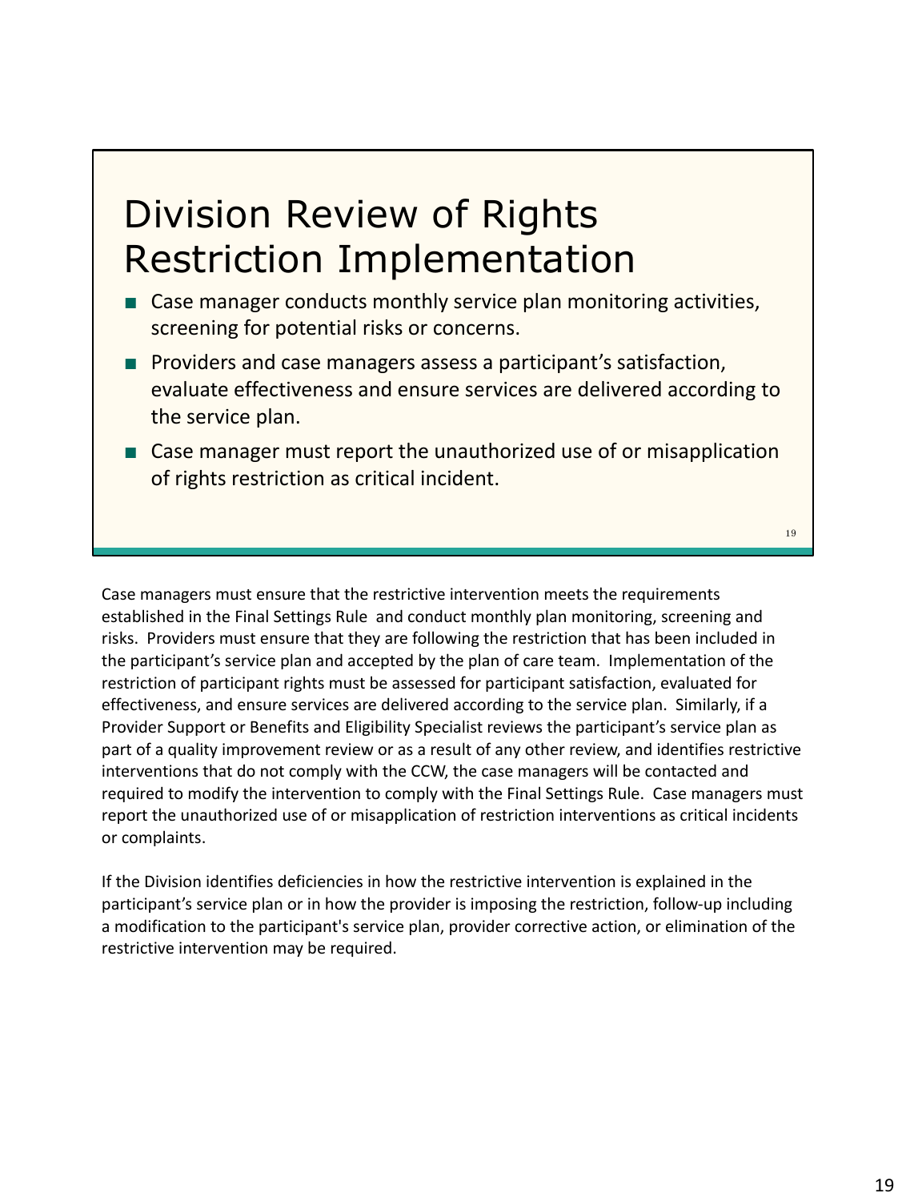# Division Review of Rights Restriction Implementation

- Case manager conducts monthly service plan monitoring activities, screening for potential risks or concerns.
- Providers and case managers assess a participant's satisfaction, evaluate effectiveness and ensure services are delivered according to the service plan.
- Case manager must report the unauthorized use of or misapplication of rights restriction as critical incident.

Case managers must ensure that the restrictive intervention meets the requirements established in the Final Settings Rule and conduct monthly plan monitoring, screening and risks. Providers must ensure that they are following the restriction that has been included in the participant's service plan and accepted by the plan of care team. Implementation of the restriction of participant rights must be assessed for participant satisfaction, evaluated for effectiveness, and ensure services are delivered according to the service plan. Similarly, if a Provider Support or Benefits and Eligibility Specialist reviews the participant's service plan as part of a quality improvement review or as a result of any other review, and identifies restrictive interventions that do not comply with the CCW, the case managers will be contacted and required to modify the intervention to comply with the Final Settings Rule. Case managers must report the unauthorized use of or misapplication of restriction interventions as critical incidents or complaints.

If the Division identifies deficiencies in how the restrictive intervention is explained in the participant's service plan or in how the provider is imposing the restriction, follow-up including a modification to the participant's service plan, provider corrective action, or elimination of the restrictive intervention may be required.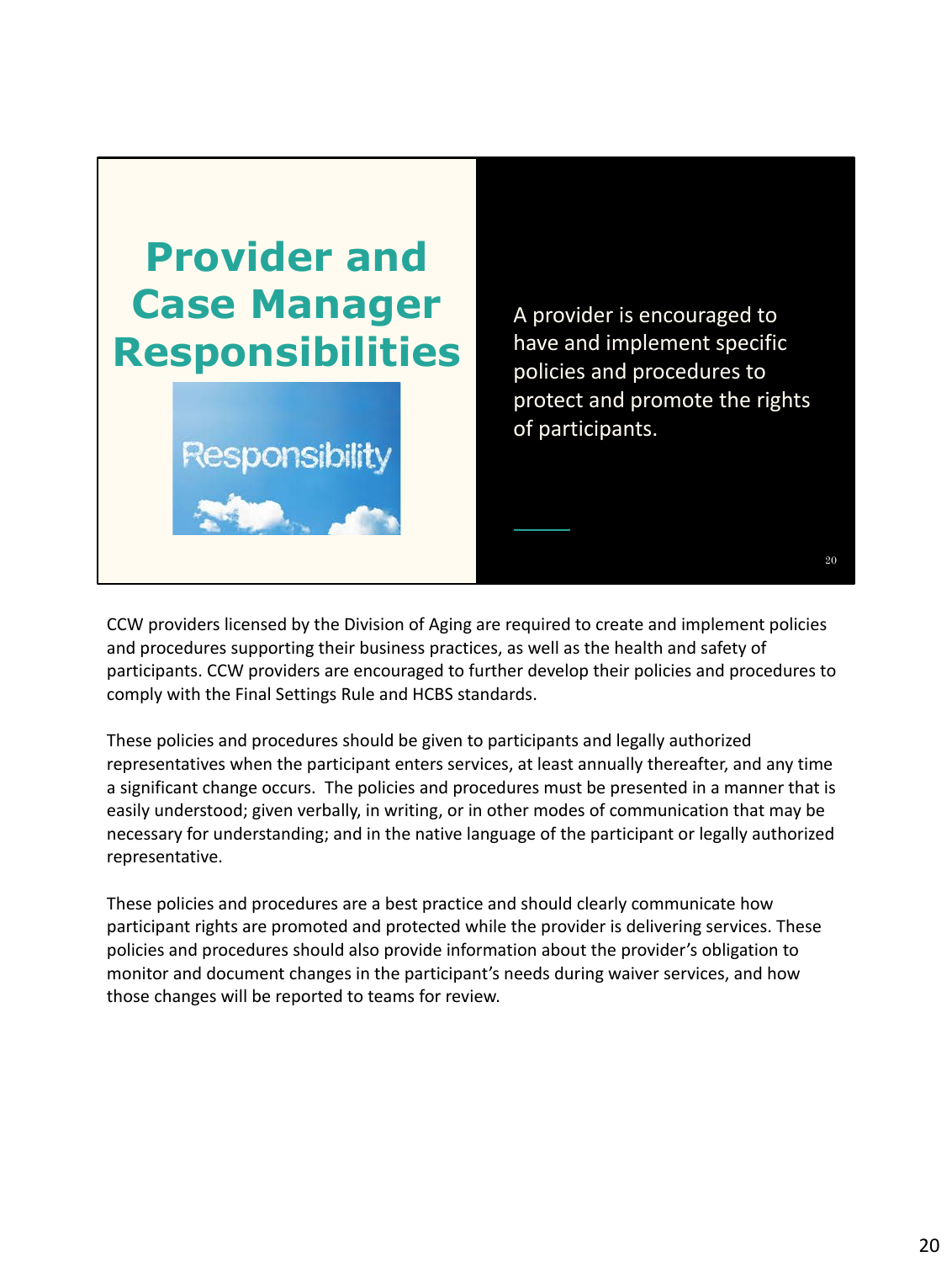# Provider and Case Manager Responsibilities

Responsibility

A provider is encouraged to have and implement specific policies and procedures to protect and promote the rights of participants.

CCW providers licensed by the Division of Aging are required to create and implement policies and procedures supporting their business practices, as well as the health and safety of participants. CCW providers are encouraged to further develop their policies and procedures to comply with the Final Settings Rule and HCBS standards.

These policies and procedures should be given to participants and legally authorized representatives when the participant enters services, at least annually thereafter, and any time a significant change occurs. The policies and procedures must be presented in a manner that is easily understood; given verbally, in writing, or in other modes of communication that may be necessary for understanding; and in the native language of the participant or legally authorized representative.

These policies and procedures are a best practice and should clearly communicate how participant rights are promoted and protected while the provider is delivering services. These policies and procedures should also provide information about the provider's obligation to monitor and document changes in the participant's needs during waiver services, and how those changes will be reported to teams for review.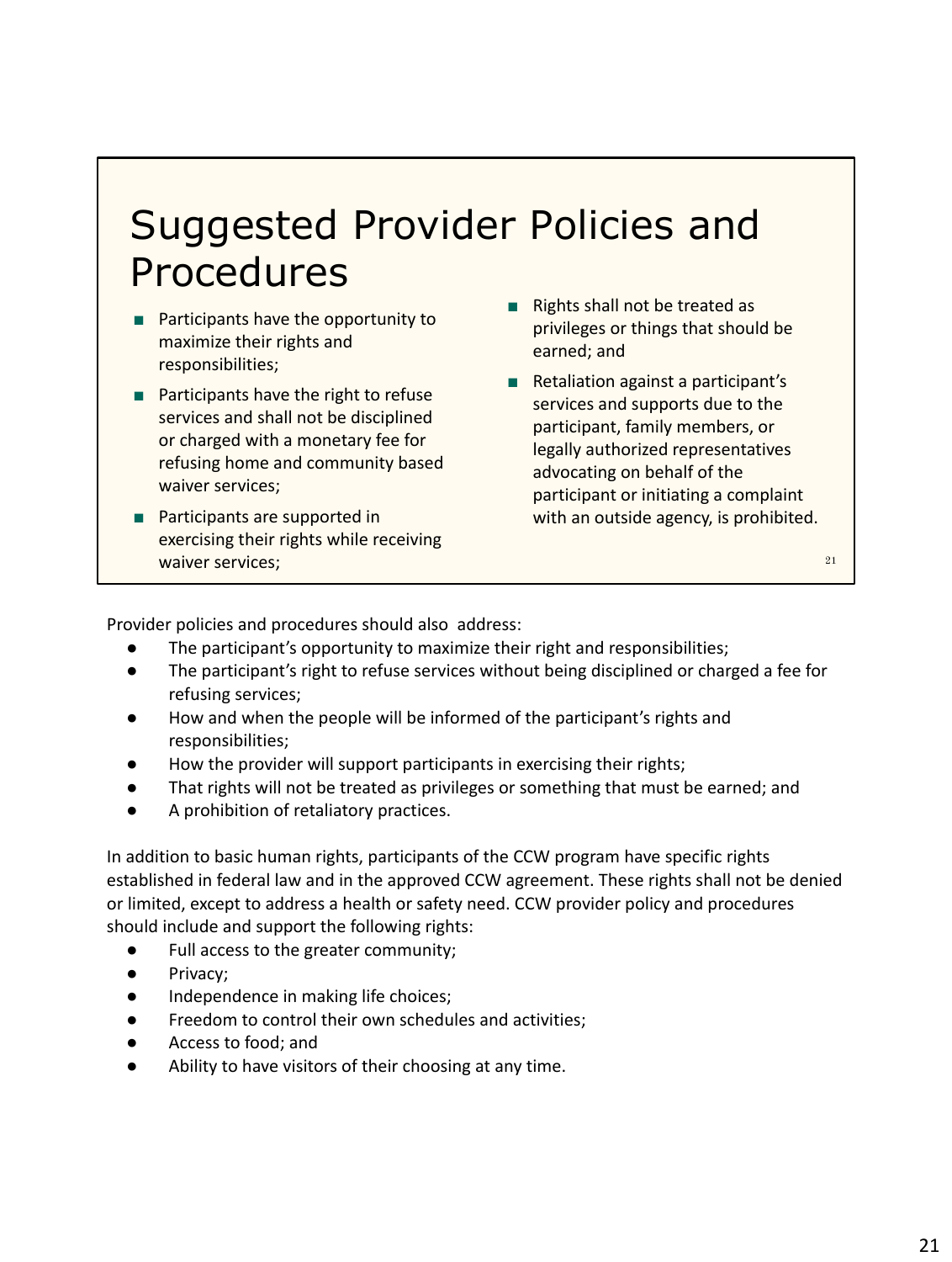# Suggested Provider Policies and Procedures

- Participants have the opportunity to maximize their rights and responsibilities;
- Participants have the right to refuse services and shall not be disciplined or charged with a monetary fee for refusing home and community based waiver services;
- Participants are supported in exercising their rights while receiving waiver services;
- Rights shall not be treated as privileges or things that should be earned; and
- Retaliation against a participant's services and supports due to the participant, family members, or legally authorized representatives advocating on behalf of the participant or initiating a complaint with an outside agency, is prohibited.

Provider policies and procedures should also address:

- The participant's opportunity to maximize their right and responsibilities;
- The participant's right to refuse services without being disciplined or charged a fee for refusing services;
- How and when the people will be informed of the participant's rights and responsibilities;
- How the provider will support participants in exercising their rights;
- That rights will not be treated as privileges or something that must be earned; and
- A prohibition of retaliatory practices.

In addition to basic human rights, participants of the CCW program have specific rights established in federal law and in the approved CCW agreement. These rights shall not be denied or limited, except to address a health or safety need. CCW provider policy and procedures should include and support the following rights:

- Full access to the greater community;
- Privacy;
- Independence in making life choices;
- Freedom to control their own schedules and activities;
- Access to food; and
- Ability to have visitors of their choosing at any time.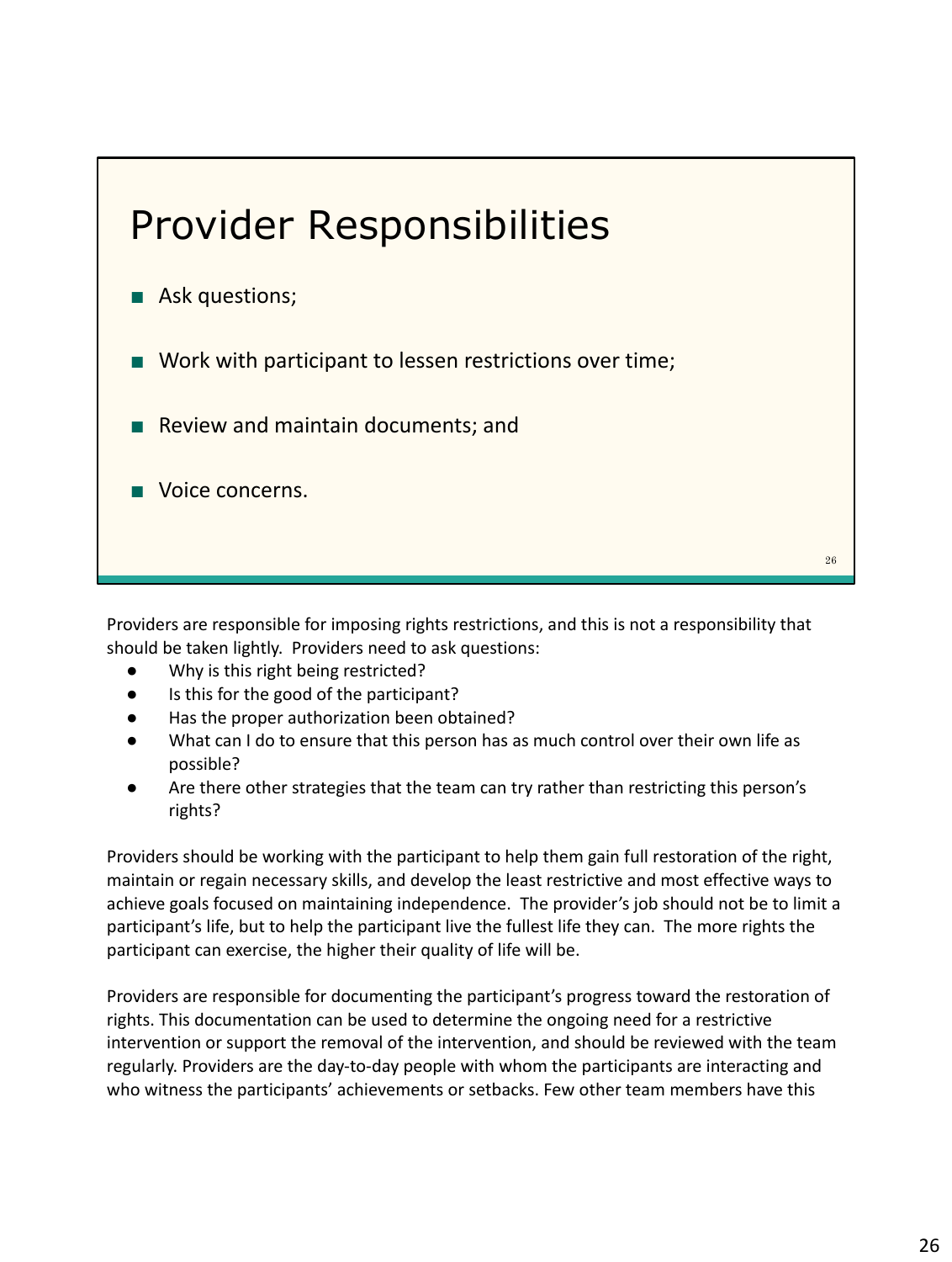## Provider Responsibilities

- Ask questions;
- Work with participant to lessen restrictions over time;
- Review and maintain documents; and
- Voice concerns.

Providers are responsible for imposing rights restrictions, and this is not a responsibility that should be taken lightly. Providers need to ask questions:

- Why is this right being restricted?
- Is this for the good of the participant?
- Has the proper authorization been obtained?
- What can I do to ensure that this person has as much control over their own life as possible?
- Are there other strategies that the team can try rather than restricting this person's rights?

Providers should be working with the participant to help them gain full restoration of the right, maintain or regain necessary skills, and develop the least restrictive and most effective ways to achieve goals focused on maintaining independence. The provider's job should not be to limit a participant's life, but to help the participant live the fullest life they can. The more rights the participant can exercise, the higher their quality of life will be.

Providers are responsible for documenting the participant's progress toward the restoration of rights. This documentation can be used to determine the ongoing need for a restrictive intervention or support the removal of the intervention, and should be reviewed with the team regularly. Providers are the day-to-day people with whom the participants are interacting and who witness the participants' achievements or setbacks. Few other team members have this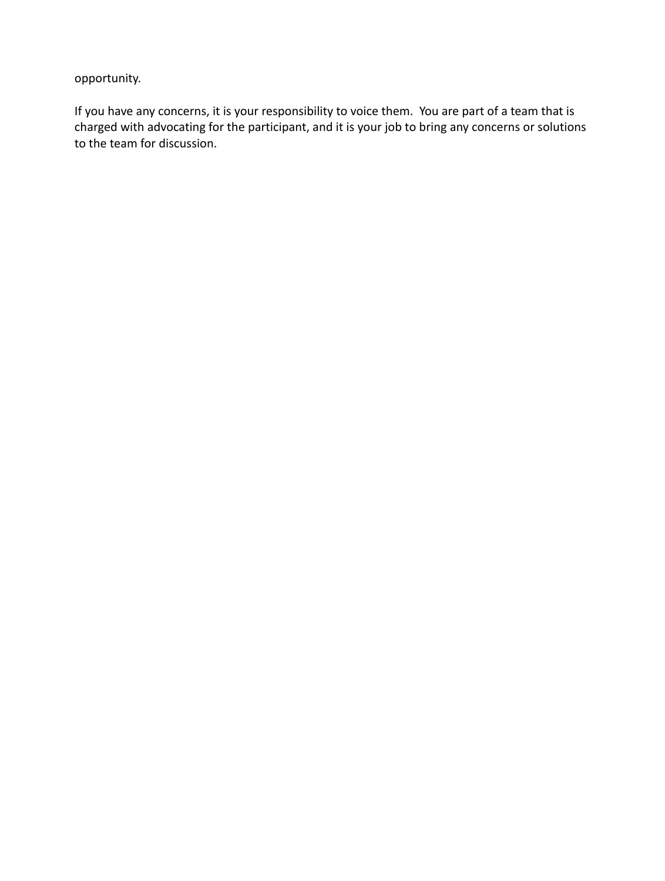opportunity.

If you have any concerns, it is your responsibility to voice them. You are part of a team that is charged with advocating for the participant, and it is your job to bring any concerns or solutions to the team for discussion.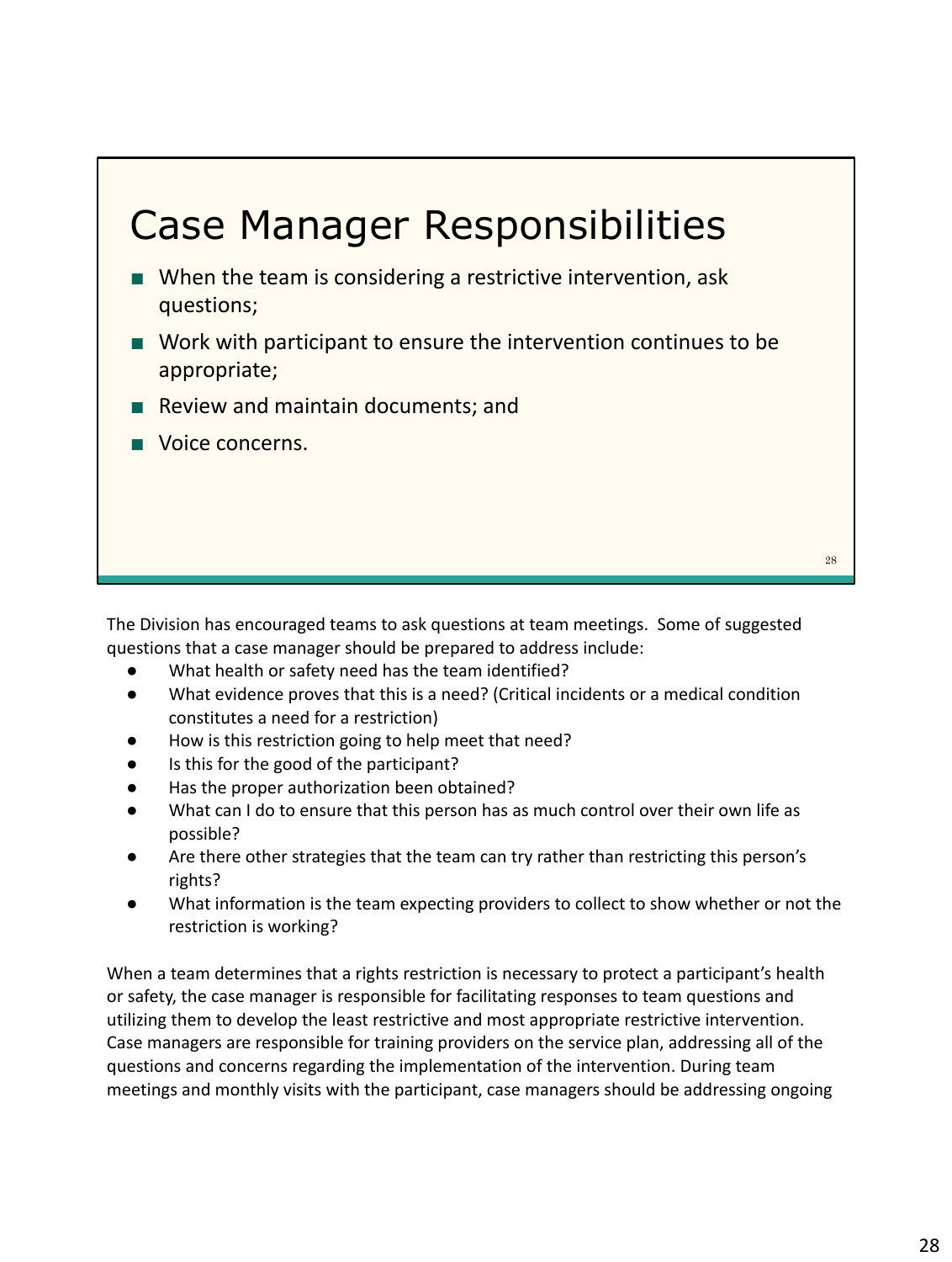## Case Manager Responsibilities

- When the team is considering a restrictive intervention, ask questions;
- Work with participant to ensure the intervention continues to be appropriate;
- Review and maintain documents; and
- Voice concerns.

The Division has encouraged teams to ask questions at team meetings. Some of suggested questions that a case manager should be prepared to address include:

- What health or safety need has the team identified?
- What evidence proves that this is a need? (Critical incidents or a medical condition constitutes a need for a restriction)
- How is this restriction going to help meet that need?
- Is this for the good of the participant?
- Has the proper authorization been obtained?
- What can I do to ensure that this person has as much control over their own life as possible?
- Are there other strategies that the team can try rather than restricting this person's rights?
- What information is the team expecting providers to collect to show whether or not the restriction is working?

When a team determines that a rights restriction is necessary to protect a participant's health or safety, the case manager is responsible for facilitating responses to team questions and utilizing them to develop the least restrictive and most appropriate restrictive intervention. Case managers are responsible for training providers on the service plan, addressing all of the questions and concerns regarding the implementation of the intervention. During team meetings and monthly visits with the participant, case managers should be addressing ongoing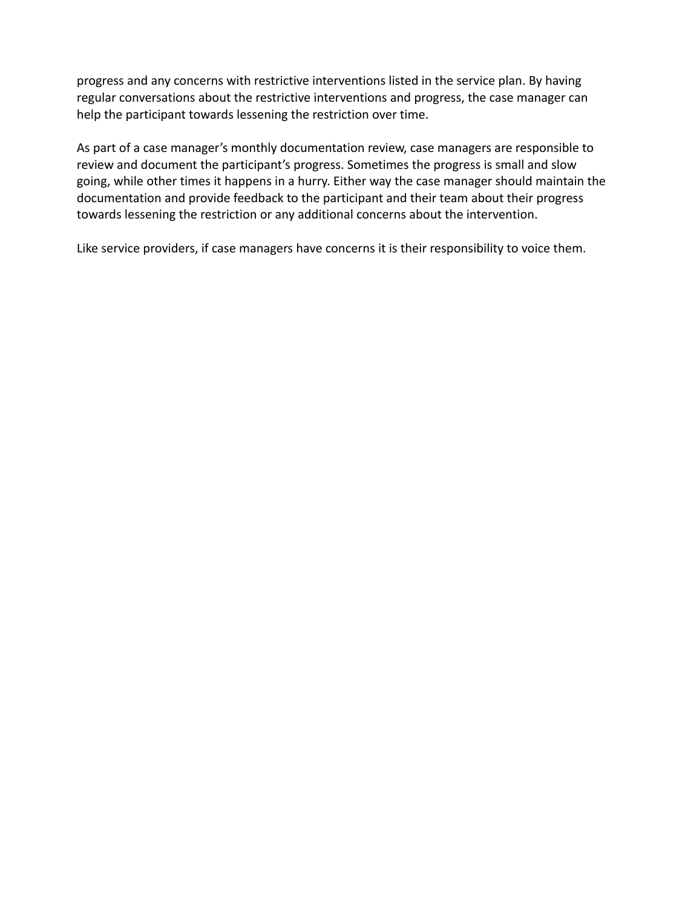progress and any concerns with restrictive interventions listed in the service plan. By having regular conversations about the restrictive interventions and progress, the case manager can help the participant towards lessening the restriction over time.

As part of a case manager's monthly documentation review, case managers are responsible to review and document the participant's progress. Sometimes the progress is small and slow going, while other times it happens in a hurry. Either way the case manager should maintain the documentation and provide feedback to the participant and their team about their progress towards lessening the restriction or any additional concerns about the intervention.

Like service providers, if case managers have concerns it is their responsibility to voice them.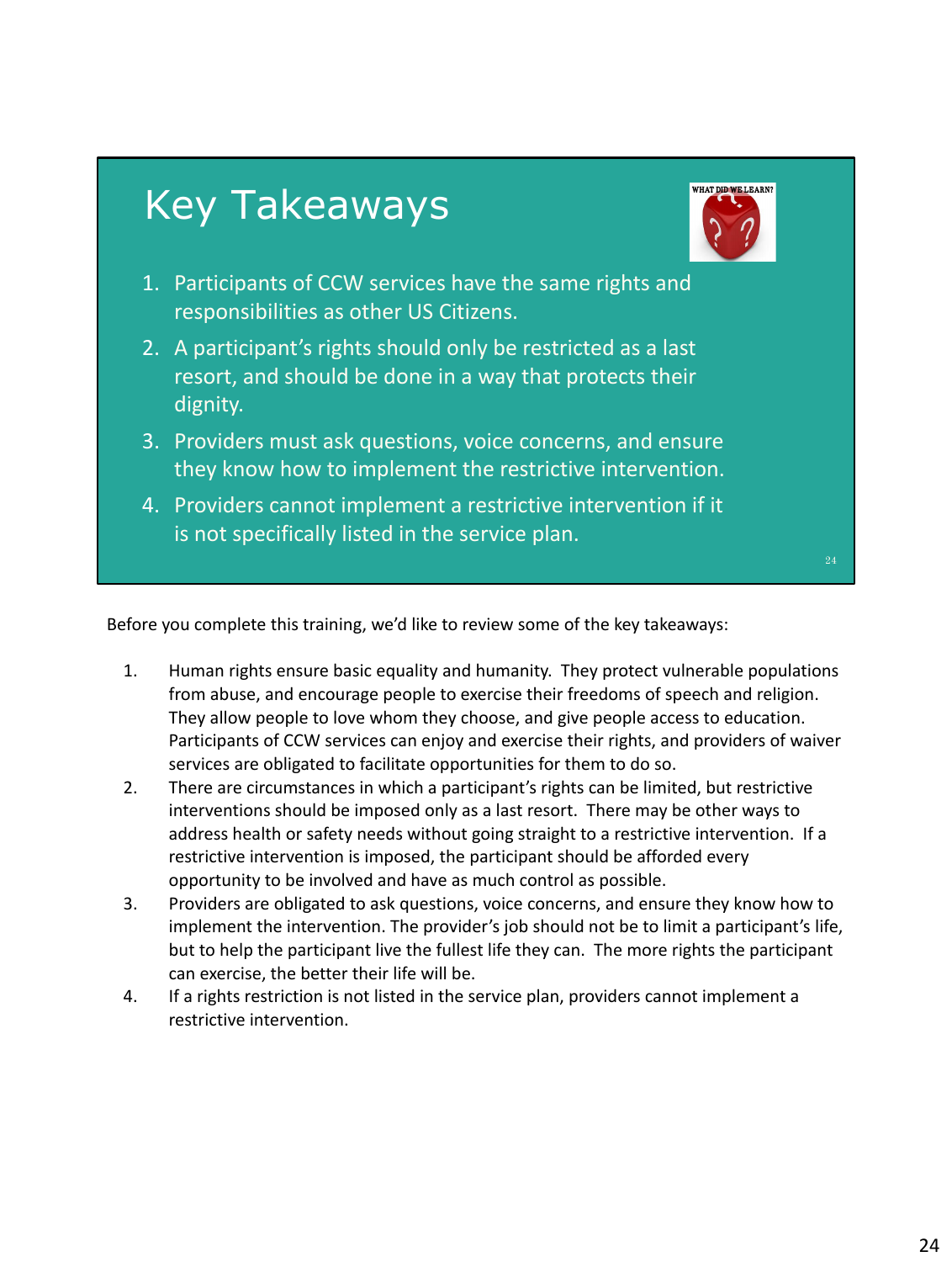## Key Takeaways

1. Participants of CCW services have the same rights and responsibilities as other US Citizens.
2. A participant's rights should only be restricted as a last resort, and should be done in a way that protects their dignity.
3. Providers must ask questions, voice concerns, and ensure they know how to implement the restrictive intervention.
4. Providers cannot implement a restrictive intervention if it is not specifically listed in the service plan.

Before you complete this training, we'd like to review some of the key takeaways:

1. Human rights ensure basic equality and humanity. They protect vulnerable populations from abuse, and encourage people to exercise their freedoms of speech and religion. They allow people to love whom they choose, and give people access to education. Participants of CCW services can enjoy and exercise their rights, and providers of waiver services are obligated to facilitate opportunities for them to do so.
2. There are circumstances in which a participant's rights can be limited, but restrictive interventions should be imposed only as a last resort. There may be other ways to address health or safety needs without going straight to a restrictive intervention. If a restrictive intervention is imposed, the participant should be afforded every opportunity to be involved and have as much control as possible.
3. Providers are obligated to ask questions, voice concerns, and ensure they know how to implement the intervention. The provider's job should not be to limit a participant's life, but to help the participant live the fullest life they can. The more rights the participant can exercise, the better their life will be.
4. If a rights restriction is not listed in the service plan, providers cannot implement a restrictive intervention.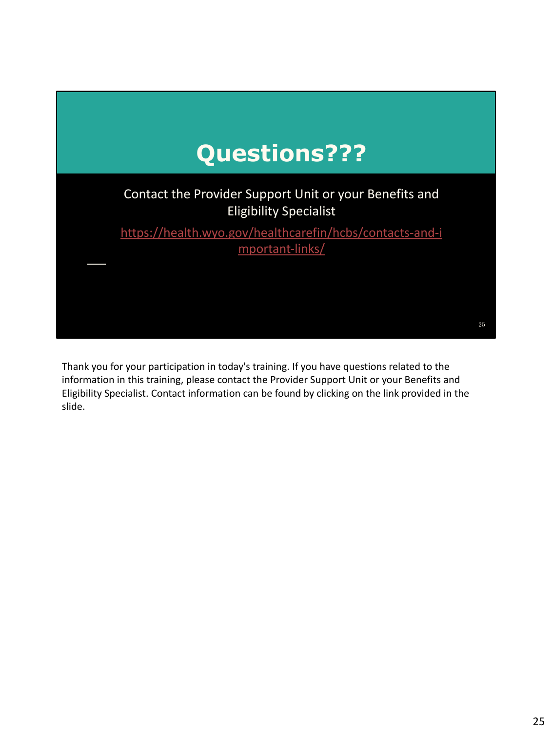# Questions???

Contact the Provider Support Unit or your Benefits and Eligibility Specialist

https://health.wyo.gov/healthcarefin/hcbs/contacts-and-important-links/

Thank you for your participation in today's training. If you have questions related to the information in this training, please contact the Provider Support Unit or your Benefits and Eligibility Specialist. Contact information can be found by clicking on the link provided in the slide.